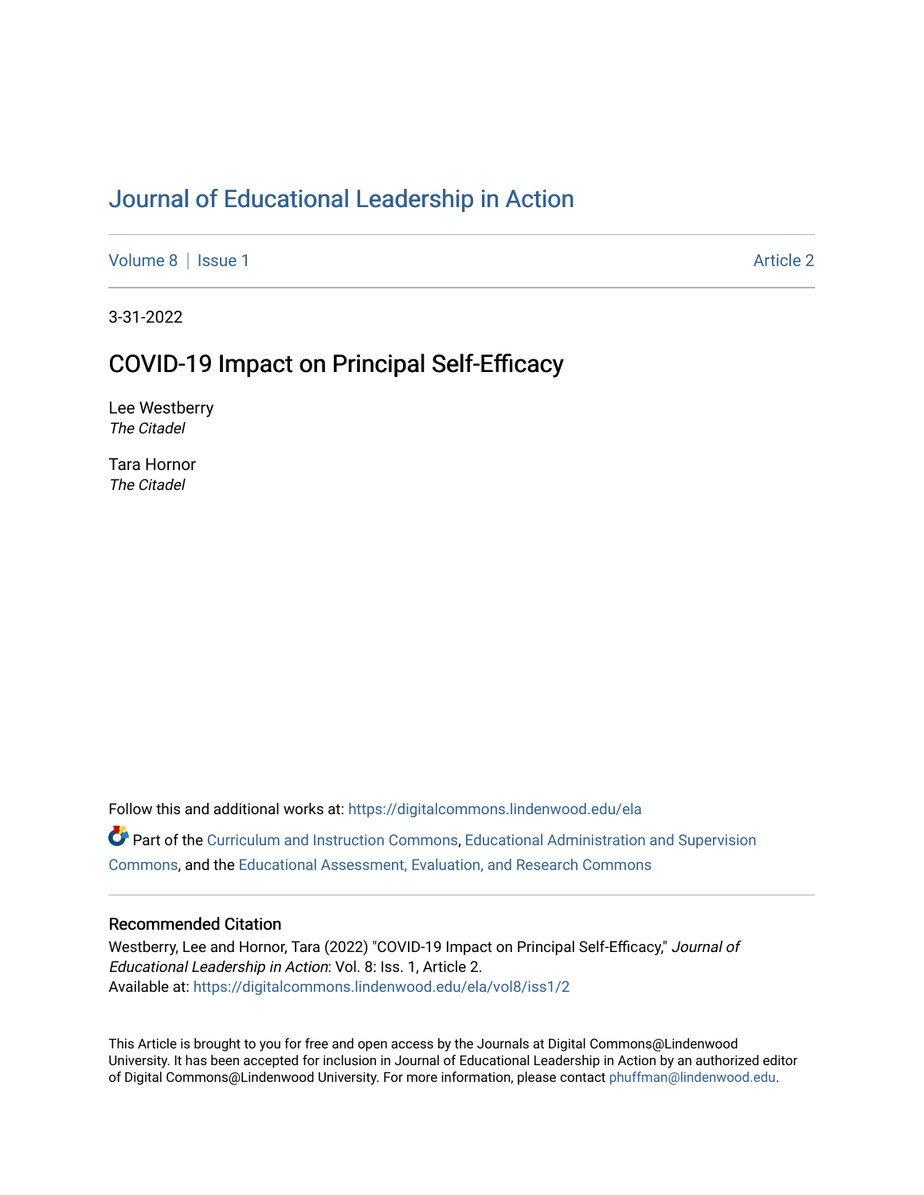# Journal of Educational Leadership in Action

Volume 8 | Issue 1 | Article 2

3-31-2022

## COVID-19 Impact on Principal Self-Efficacy

Lee Westberry
*The Citadel*

Tara Hornor
*The Citadel*

Follow this and additional works at: https://digitalcommons.lindenwood.edu/ela

Part of the Curriculum and Instruction Commons, Educational Administration and Supervision Commons, and the Educational Assessment, Evaluation, and Research Commons

### Recommended Citation

Westberry, Lee and Hornor, Tara (2022) "COVID-19 Impact on Principal Self-Efficacy," *Journal of Educational Leadership in Action*: Vol. 8: Iss. 1, Article 2.
Available at: https://digitalcommons.lindenwood.edu/ela/vol8/iss1/2

This Article is brought to you for free and open access by the Journals at Digital Commons@Lindenwood University. It has been accepted for inclusion in Journal of Educational Leadership in Action by an authorized editor of Digital Commons@Lindenwood University. For more information, please contact phuffman@lindenwood.edu.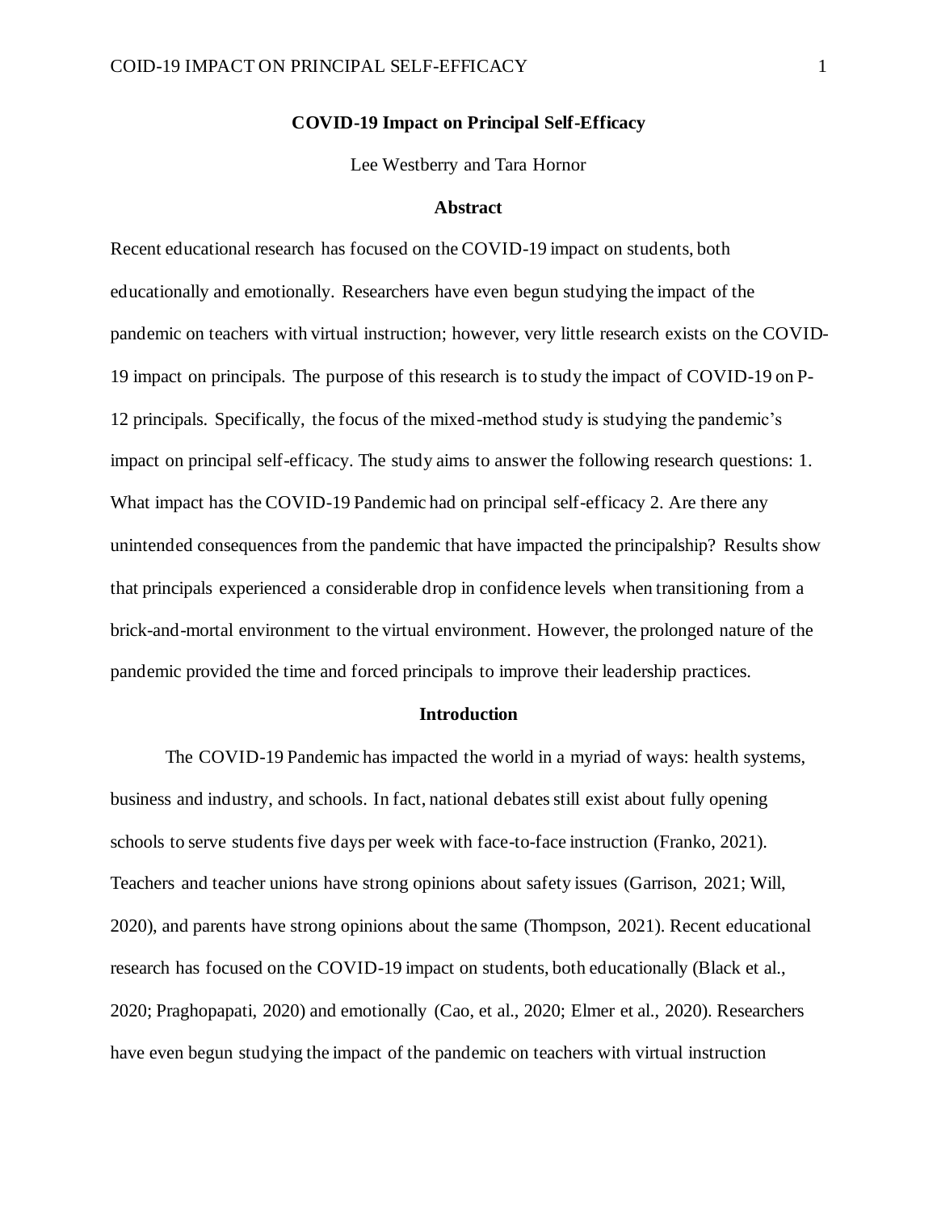# COVID-19 Impact on Principal Self-Efficacy

Lee Westberry and Tara Hornor

## Abstract

Recent educational research has focused on the COVID-19 impact on students, both educationally and emotionally. Researchers have even begun studying the impact of the pandemic on teachers with virtual instruction; however, very little research exists on the COVID-19 impact on principals. The purpose of this research is to study the impact of COVID-19 on P-12 principals. Specifically, the focus of the mixed-method study is studying the pandemic's impact on principal self-efficacy. The study aims to answer the following research questions: 1. What impact has the COVID-19 Pandemic had on principal self-efficacy 2. Are there any unintended consequences from the pandemic that have impacted the principalship? Results show that principals experienced a considerable drop in confidence levels when transitioning from a brick-and-mortal environment to the virtual environment. However, the prolonged nature of the pandemic provided the time and forced principals to improve their leadership practices.

## Introduction

The COVID-19 Pandemic has impacted the world in a myriad of ways: health systems, business and industry, and schools. In fact, national debates still exist about fully opening schools to serve students five days per week with face-to-face instruction (Franko, 2021). Teachers and teacher unions have strong opinions about safety issues (Garrison, 2021; Will, 2020), and parents have strong opinions about the same (Thompson, 2021). Recent educational research has focused on the COVID-19 impact on students, both educationally (Black et al., 2020; Praghopapati, 2020) and emotionally (Cao, et al., 2020; Elmer et al., 2020). Researchers have even begun studying the impact of the pandemic on teachers with virtual instruction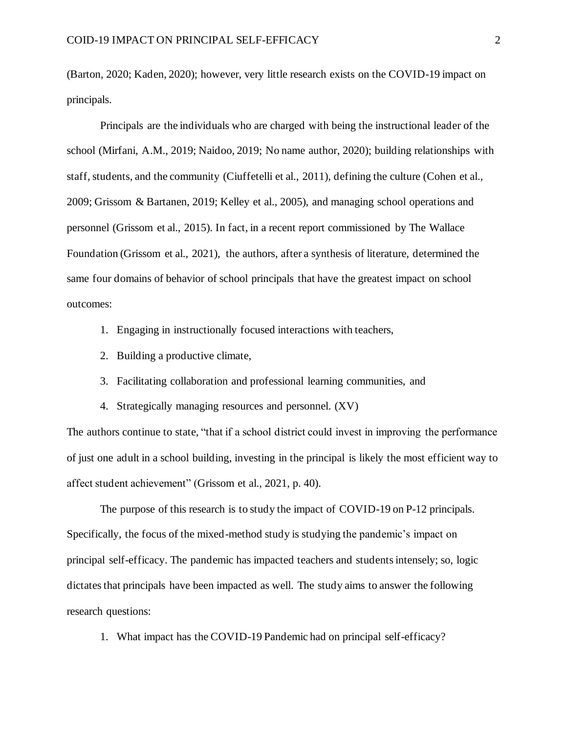(Barton, 2020; Kaden, 2020); however, very little research exists on the COVID-19 impact on principals.

Principals are the individuals who are charged with being the instructional leader of the school (Mirfani, A.M., 2019; Naidoo, 2019; No name author, 2020); building relationships with staff, students, and the community (Ciuffetelli et al., 2011), defining the culture (Cohen et al., 2009; Grissom & Bartanen, 2019; Kelley et al., 2005), and managing school operations and personnel (Grissom et al., 2015). In fact, in a recent report commissioned by The Wallace Foundation (Grissom et al., 2021), the authors, after a synthesis of literature, determined the same four domains of behavior of school principals that have the greatest impact on school outcomes:

1. Engaging in instructionally focused interactions with teachers,
2. Building a productive climate,
3. Facilitating collaboration and professional learning communities, and
4. Strategically managing resources and personnel. (XV)

The authors continue to state, "that if a school district could invest in improving the performance of just one adult in a school building, investing in the principal is likely the most efficient way to affect student achievement" (Grissom et al., 2021, p. 40).

The purpose of this research is to study the impact of COVID-19 on P-12 principals. Specifically, the focus of the mixed-method study is studying the pandemic's impact on principal self-efficacy. The pandemic has impacted teachers and students intensely; so, logic dictates that principals have been impacted as well. The study aims to answer the following research questions:

1. What impact has the COVID-19 Pandemic had on principal self-efficacy?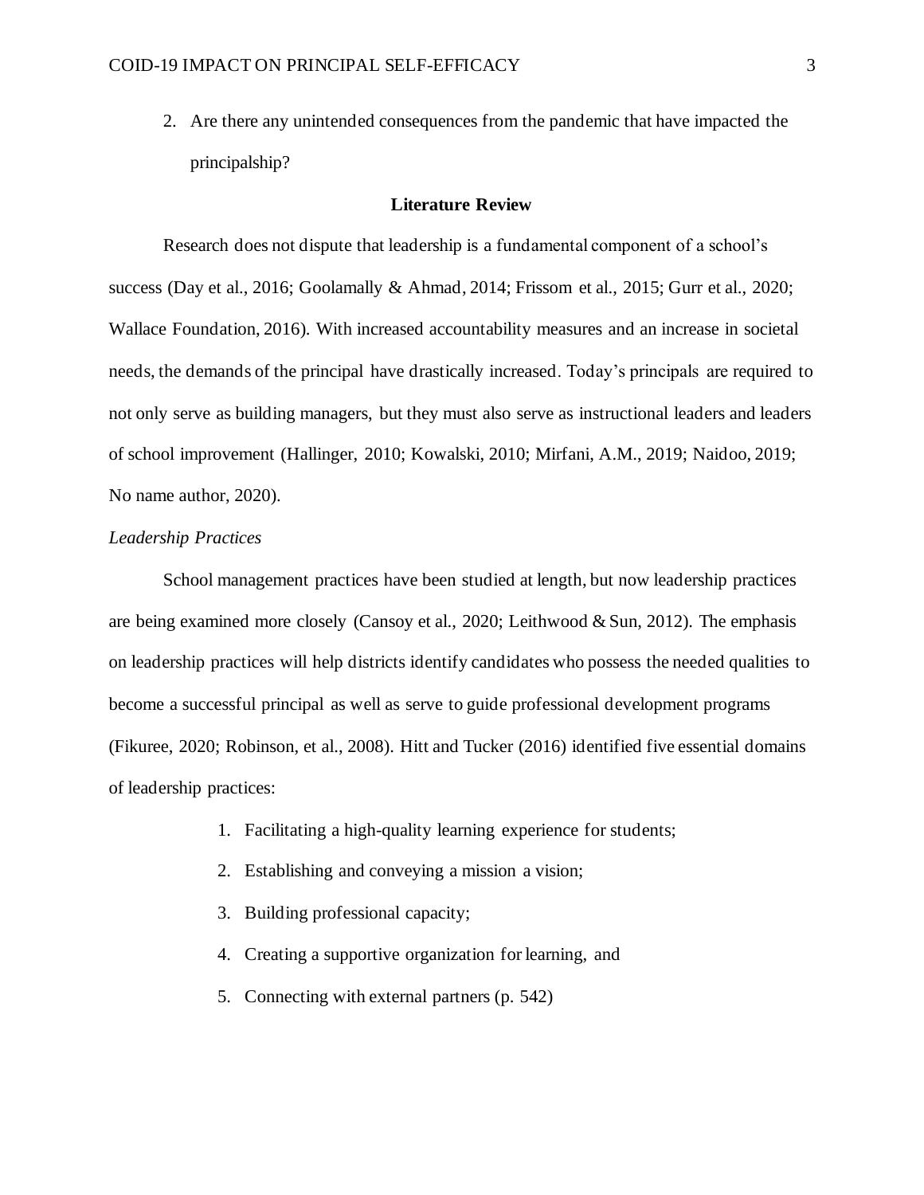2. Are there any unintended consequences from the pandemic that have impacted the principalship?

## Literature Review

Research does not dispute that leadership is a fundamental component of a school's success (Day et al., 2016; Goolamally & Ahmad, 2014; Frissom et al., 2015; Gurr et al., 2020; Wallace Foundation, 2016). With increased accountability measures and an increase in societal needs, the demands of the principal have drastically increased. Today's principals are required to not only serve as building managers, but they must also serve as instructional leaders and leaders of school improvement (Hallinger, 2010; Kowalski, 2010; Mirfani, A.M., 2019; Naidoo, 2019; No name author, 2020).

### *Leadership Practices*

School management practices have been studied at length, but now leadership practices are being examined more closely (Cansoy et al., 2020; Leithwood & Sun, 2012). The emphasis on leadership practices will help districts identify candidates who possess the needed qualities to become a successful principal as well as serve to guide professional development programs (Fikuree, 2020; Robinson, et al., 2008). Hitt and Tucker (2016) identified five essential domains of leadership practices:

1. Facilitating a high-quality learning experience for students;
2. Establishing and conveying a mission a vision;
3. Building professional capacity;
4. Creating a supportive organization for learning, and
5. Connecting with external partners (p. 542)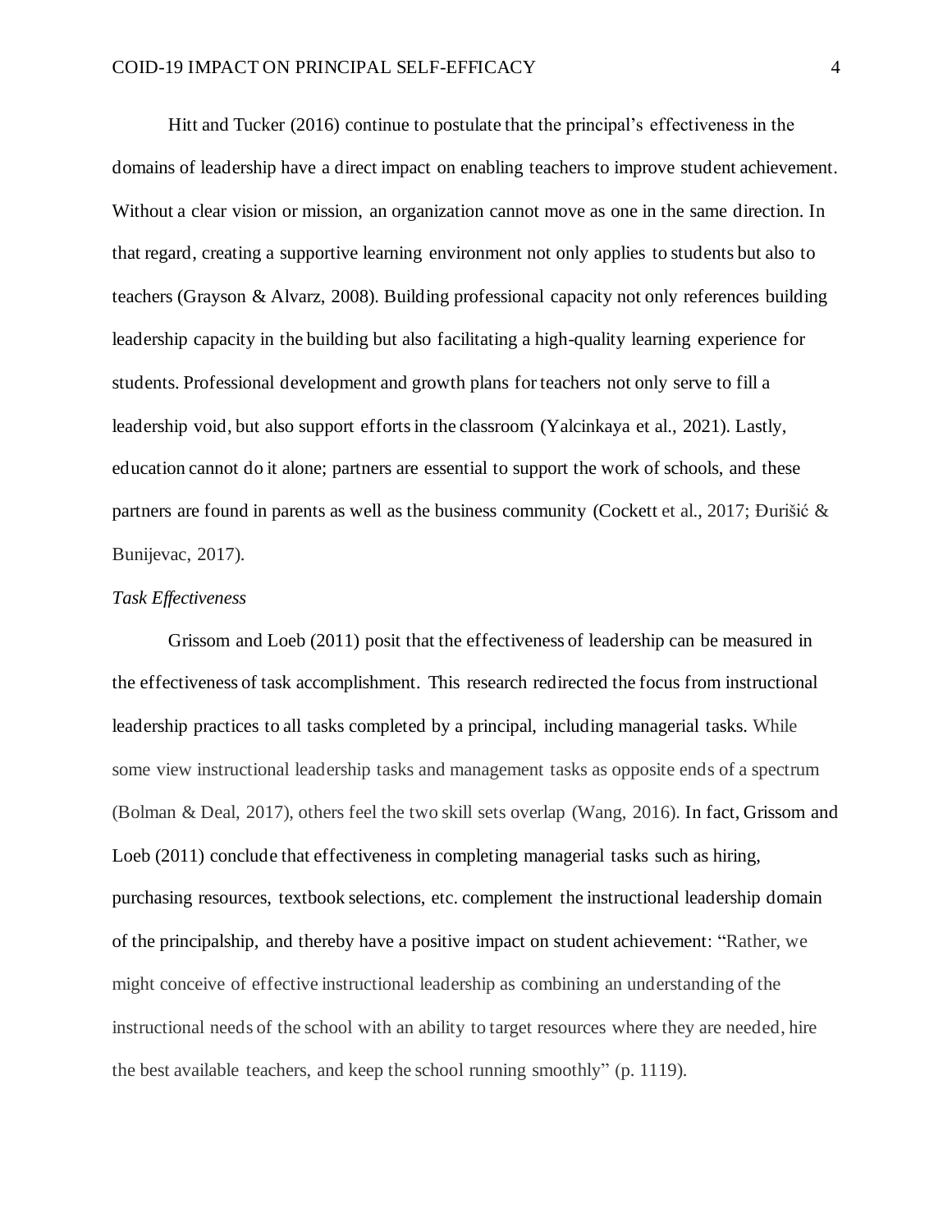Hitt and Tucker (2016) continue to postulate that the principal's effectiveness in the domains of leadership have a direct impact on enabling teachers to improve student achievement. Without a clear vision or mission, an organization cannot move as one in the same direction. In that regard, creating a supportive learning environment not only applies to students but also to teachers (Grayson & Alvarz, 2008). Building professional capacity not only references building leadership capacity in the building but also facilitating a high-quality learning experience for students. Professional development and growth plans for teachers not only serve to fill a leadership void, but also support efforts in the classroom (Yalcinkaya et al., 2021). Lastly, education cannot do it alone; partners are essential to support the work of schools, and these partners are found in parents as well as the business community (Cockett et al., 2017; Đurišić & Bunijevac, 2017).

*Task Effectiveness*

Grissom and Loeb (2011) posit that the effectiveness of leadership can be measured in the effectiveness of task accomplishment. This research redirected the focus from instructional leadership practices to all tasks completed by a principal, including managerial tasks. While some view instructional leadership tasks and management tasks as opposite ends of a spectrum (Bolman & Deal, 2017), others feel the two skill sets overlap (Wang, 2016). In fact, Grissom and Loeb (2011) conclude that effectiveness in completing managerial tasks such as hiring, purchasing resources, textbook selections, etc. complement the instructional leadership domain of the principalship, and thereby have a positive impact on student achievement: "Rather, we might conceive of effective instructional leadership as combining an understanding of the instructional needs of the school with an ability to target resources where they are needed, hire the best available teachers, and keep the school running smoothly" (p. 1119).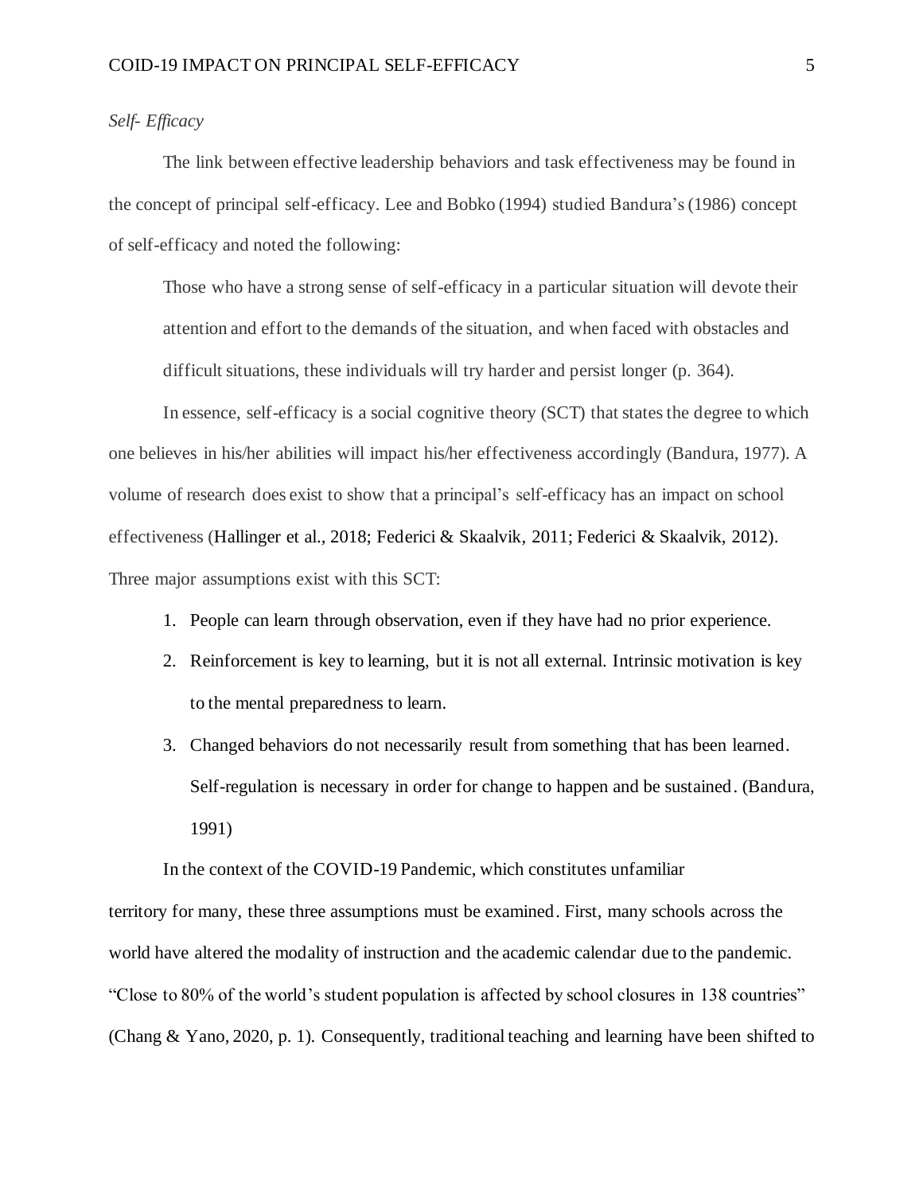*Self- Efficacy*

The link between effective leadership behaviors and task effectiveness may be found in the concept of principal self-efficacy. Lee and Bobko (1994) studied Bandura's (1986) concept of self-efficacy and noted the following:

> Those who have a strong sense of self-efficacy in a particular situation will devote their attention and effort to the demands of the situation, and when faced with obstacles and difficult situations, these individuals will try harder and persist longer (p. 364).

In essence, self-efficacy is a social cognitive theory (SCT) that states the degree to which one believes in his/her abilities will impact his/her effectiveness accordingly (Bandura, 1977). A volume of research does exist to show that a principal's self-efficacy has an impact on school effectiveness (Hallinger et al., 2018; Federici & Skaalvik, 2011; Federici & Skaalvik, 2012). Three major assumptions exist with this SCT:

1. People can learn through observation, even if they have had no prior experience.
2. Reinforcement is key to learning, but it is not all external. Intrinsic motivation is key to the mental preparedness to learn.
3. Changed behaviors do not necessarily result from something that has been learned. Self-regulation is necessary in order for change to happen and be sustained. (Bandura, 1991)

In the context of the COVID-19 Pandemic, which constitutes unfamiliar territory for many, these three assumptions must be examined. First, many schools across the world have altered the modality of instruction and the academic calendar due to the pandemic. "Close to 80% of the world's student population is affected by school closures in 138 countries" (Chang & Yano, 2020, p. 1). Consequently, traditional teaching and learning have been shifted to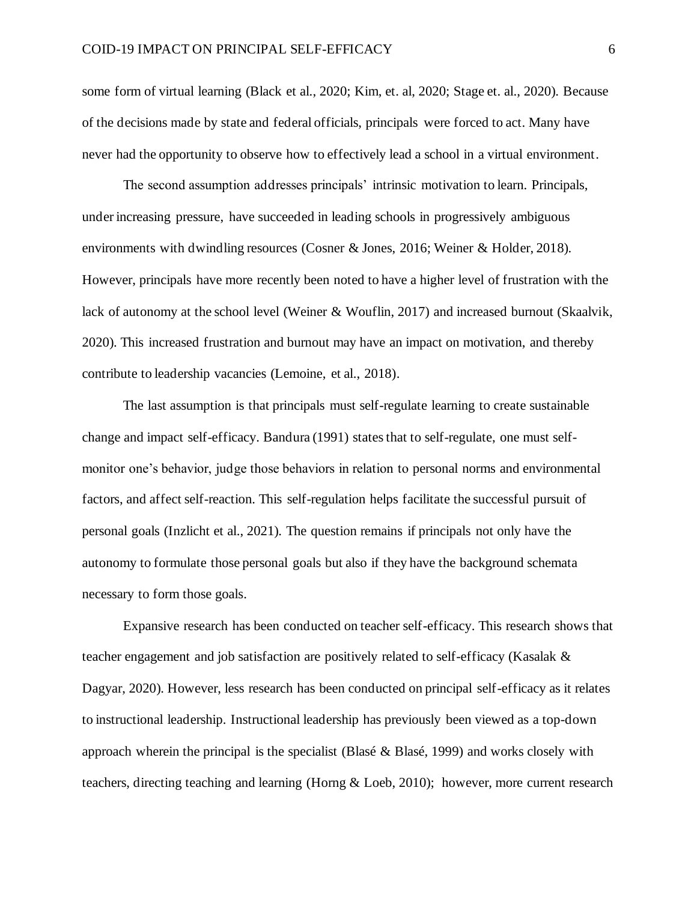some form of virtual learning (Black et al., 2020; Kim, et. al, 2020; Stage et. al., 2020). Because of the decisions made by state and federal officials, principals were forced to act. Many have never had the opportunity to observe how to effectively lead a school in a virtual environment.

The second assumption addresses principals' intrinsic motivation to learn. Principals, under increasing pressure, have succeeded in leading schools in progressively ambiguous environments with dwindling resources (Cosner & Jones, 2016; Weiner & Holder, 2018). However, principals have more recently been noted to have a higher level of frustration with the lack of autonomy at the school level (Weiner & Wouflin, 2017) and increased burnout (Skaalvik, 2020). This increased frustration and burnout may have an impact on motivation, and thereby contribute to leadership vacancies (Lemoine, et al., 2018).

The last assumption is that principals must self-regulate learning to create sustainable change and impact self-efficacy. Bandura (1991) states that to self-regulate, one must self-monitor one's behavior, judge those behaviors in relation to personal norms and environmental factors, and affect self-reaction. This self-regulation helps facilitate the successful pursuit of personal goals (Inzlicht et al., 2021). The question remains if principals not only have the autonomy to formulate those personal goals but also if they have the background schemata necessary to form those goals.

Expansive research has been conducted on teacher self-efficacy. This research shows that teacher engagement and job satisfaction are positively related to self-efficacy (Kasalak & Dagyar, 2020). However, less research has been conducted on principal self-efficacy as it relates to instructional leadership. Instructional leadership has previously been viewed as a top-down approach wherein the principal is the specialist (Blasé & Blasé, 1999) and works closely with teachers, directing teaching and learning (Horng & Loeb, 2010); however, more current research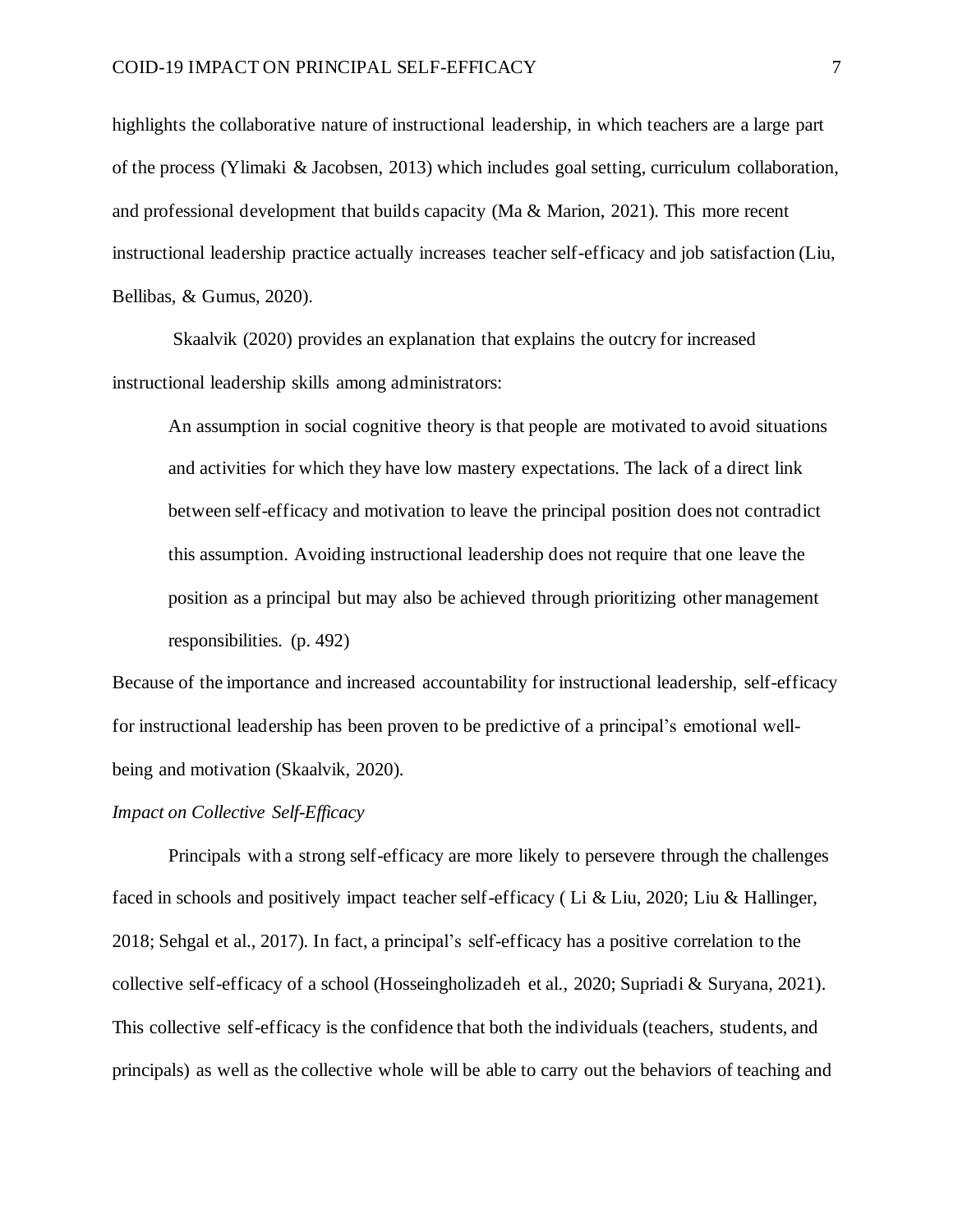highlights the collaborative nature of instructional leadership, in which teachers are a large part of the process (Ylimaki & Jacobsen, 2013) which includes goal setting, curriculum collaboration, and professional development that builds capacity (Ma & Marion, 2021). This more recent instructional leadership practice actually increases teacher self-efficacy and job satisfaction (Liu, Bellibas, & Gumus, 2020).

Skaalvik (2020) provides an explanation that explains the outcry for increased instructional leadership skills among administrators:

> An assumption in social cognitive theory is that people are motivated to avoid situations and activities for which they have low mastery expectations. The lack of a direct link between self-efficacy and motivation to leave the principal position does not contradict this assumption. Avoiding instructional leadership does not require that one leave the position as a principal but may also be achieved through prioritizing other management responsibilities. (p. 492)

Because of the importance and increased accountability for instructional leadership, self-efficacy for instructional leadership has been proven to be predictive of a principal's emotional well-being and motivation (Skaalvik, 2020).

*Impact on Collective Self-Efficacy*

Principals with a strong self-efficacy are more likely to persevere through the challenges faced in schools and positively impact teacher self-efficacy ( Li & Liu, 2020; Liu & Hallinger, 2018; Sehgal et al., 2017). In fact, a principal's self-efficacy has a positive correlation to the collective self-efficacy of a school (Hosseingholizadeh et al., 2020; Supriadi & Suryana, 2021). This collective self-efficacy is the confidence that both the individuals (teachers, students, and principals) as well as the collective whole will be able to carry out the behaviors of teaching and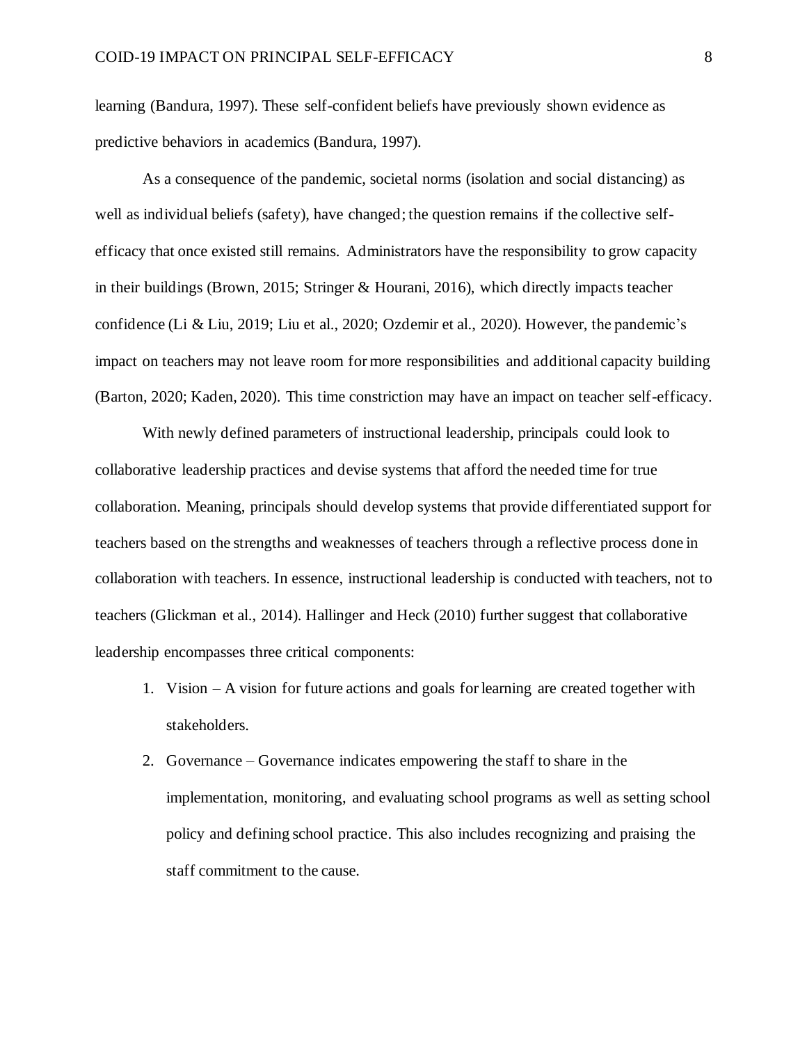learning (Bandura, 1997). These self-confident beliefs have previously shown evidence as predictive behaviors in academics (Bandura, 1997).

As a consequence of the pandemic, societal norms (isolation and social distancing) as well as individual beliefs (safety), have changed; the question remains if the collective self-efficacy that once existed still remains. Administrators have the responsibility to grow capacity in their buildings (Brown, 2015; Stringer & Hourani, 2016), which directly impacts teacher confidence (Li & Liu, 2019; Liu et al., 2020; Ozdemir et al., 2020). However, the pandemic's impact on teachers may not leave room for more responsibilities and additional capacity building (Barton, 2020; Kaden, 2020). This time constriction may have an impact on teacher self-efficacy.

With newly defined parameters of instructional leadership, principals could look to collaborative leadership practices and devise systems that afford the needed time for true collaboration. Meaning, principals should develop systems that provide differentiated support for teachers based on the strengths and weaknesses of teachers through a reflective process done in collaboration with teachers. In essence, instructional leadership is conducted with teachers, not to teachers (Glickman et al., 2014). Hallinger and Heck (2010) further suggest that collaborative leadership encompasses three critical components:

1. Vision – A vision for future actions and goals for learning are created together with stakeholders.
2. Governance – Governance indicates empowering the staff to share in the implementation, monitoring, and evaluating school programs as well as setting school policy and defining school practice. This also includes recognizing and praising the staff commitment to the cause.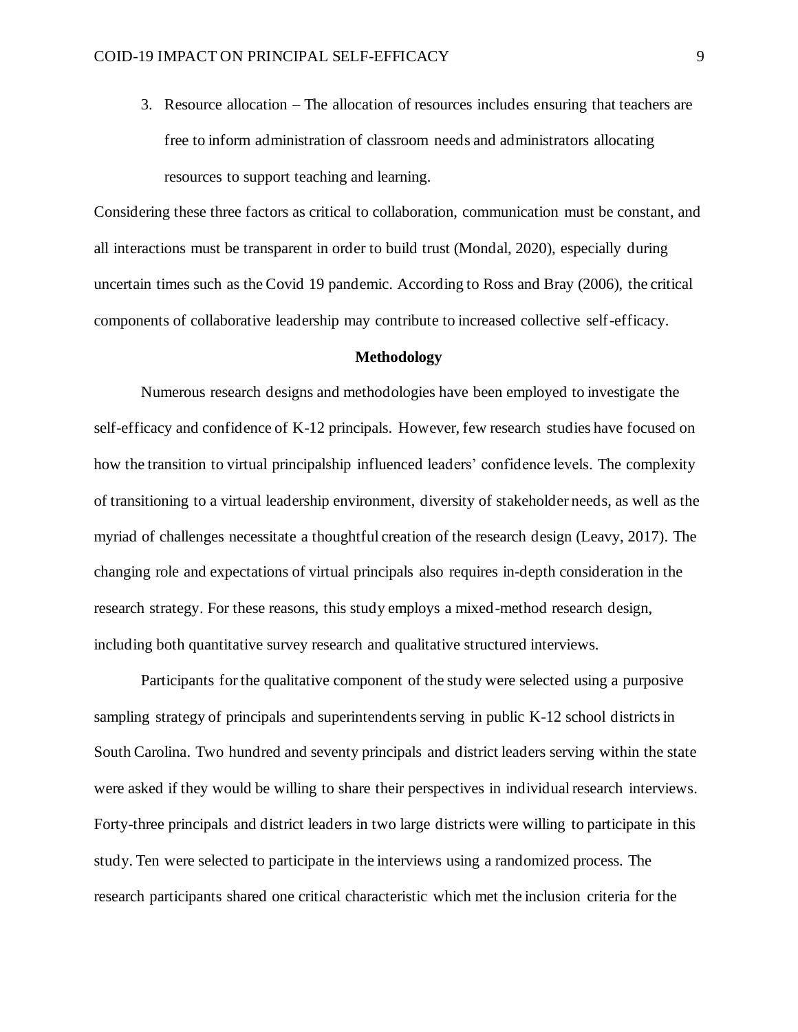3. Resource allocation – The allocation of resources includes ensuring that teachers are free to inform administration of classroom needs and administrators allocating resources to support teaching and learning.

Considering these three factors as critical to collaboration, communication must be constant, and all interactions must be transparent in order to build trust (Mondal, 2020), especially during uncertain times such as the Covid 19 pandemic. According to Ross and Bray (2006), the critical components of collaborative leadership may contribute to increased collective self-efficacy.

## Methodology

Numerous research designs and methodologies have been employed to investigate the self-efficacy and confidence of K-12 principals. However, few research studies have focused on how the transition to virtual principalship influenced leaders' confidence levels. The complexity of transitioning to a virtual leadership environment, diversity of stakeholder needs, as well as the myriad of challenges necessitate a thoughtful creation of the research design (Leavy, 2017). The changing role and expectations of virtual principals also requires in-depth consideration in the research strategy. For these reasons, this study employs a mixed-method research design, including both quantitative survey research and qualitative structured interviews.

Participants for the qualitative component of the study were selected using a purposive sampling strategy of principals and superintendents serving in public K-12 school districts in South Carolina. Two hundred and seventy principals and district leaders serving within the state were asked if they would be willing to share their perspectives in individual research interviews. Forty-three principals and district leaders in two large districts were willing to participate in this study. Ten were selected to participate in the interviews using a randomized process. The research participants shared one critical characteristic which met the inclusion criteria for the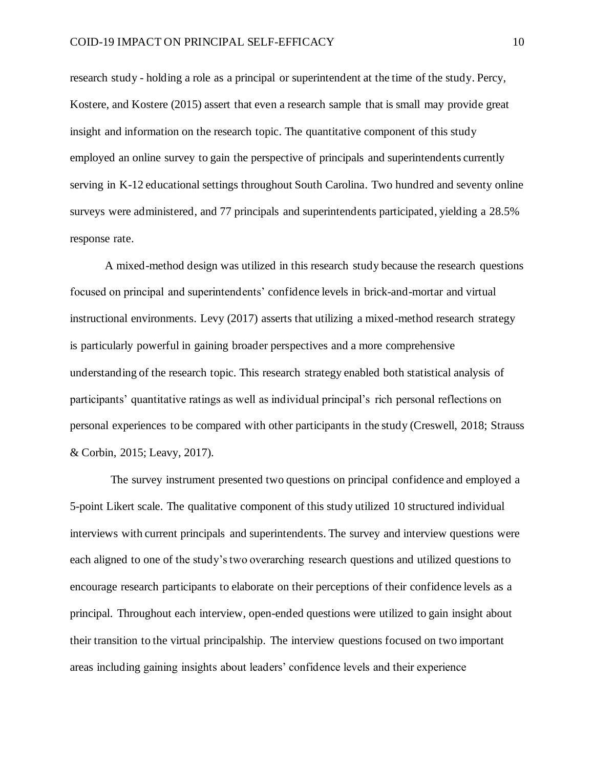research study - holding a role as a principal or superintendent at the time of the study. Percy, Kostere, and Kostere (2015) assert that even a research sample that is small may provide great insight and information on the research topic. The quantitative component of this study employed an online survey to gain the perspective of principals and superintendents currently serving in K-12 educational settings throughout South Carolina. Two hundred and seventy online surveys were administered, and 77 principals and superintendents participated, yielding a 28.5% response rate.

A mixed-method design was utilized in this research study because the research questions focused on principal and superintendents' confidence levels in brick-and-mortar and virtual instructional environments. Levy (2017) asserts that utilizing a mixed-method research strategy is particularly powerful in gaining broader perspectives and a more comprehensive understanding of the research topic. This research strategy enabled both statistical analysis of participants' quantitative ratings as well as individual principal's rich personal reflections on personal experiences to be compared with other participants in the study (Creswell, 2018; Strauss & Corbin, 2015; Leavy, 2017).

The survey instrument presented two questions on principal confidence and employed a 5-point Likert scale. The qualitative component of this study utilized 10 structured individual interviews with current principals and superintendents. The survey and interview questions were each aligned to one of the study's two overarching research questions and utilized questions to encourage research participants to elaborate on their perceptions of their confidence levels as a principal. Throughout each interview, open-ended questions were utilized to gain insight about their transition to the virtual principalship. The interview questions focused on two important areas including gaining insights about leaders' confidence levels and their experience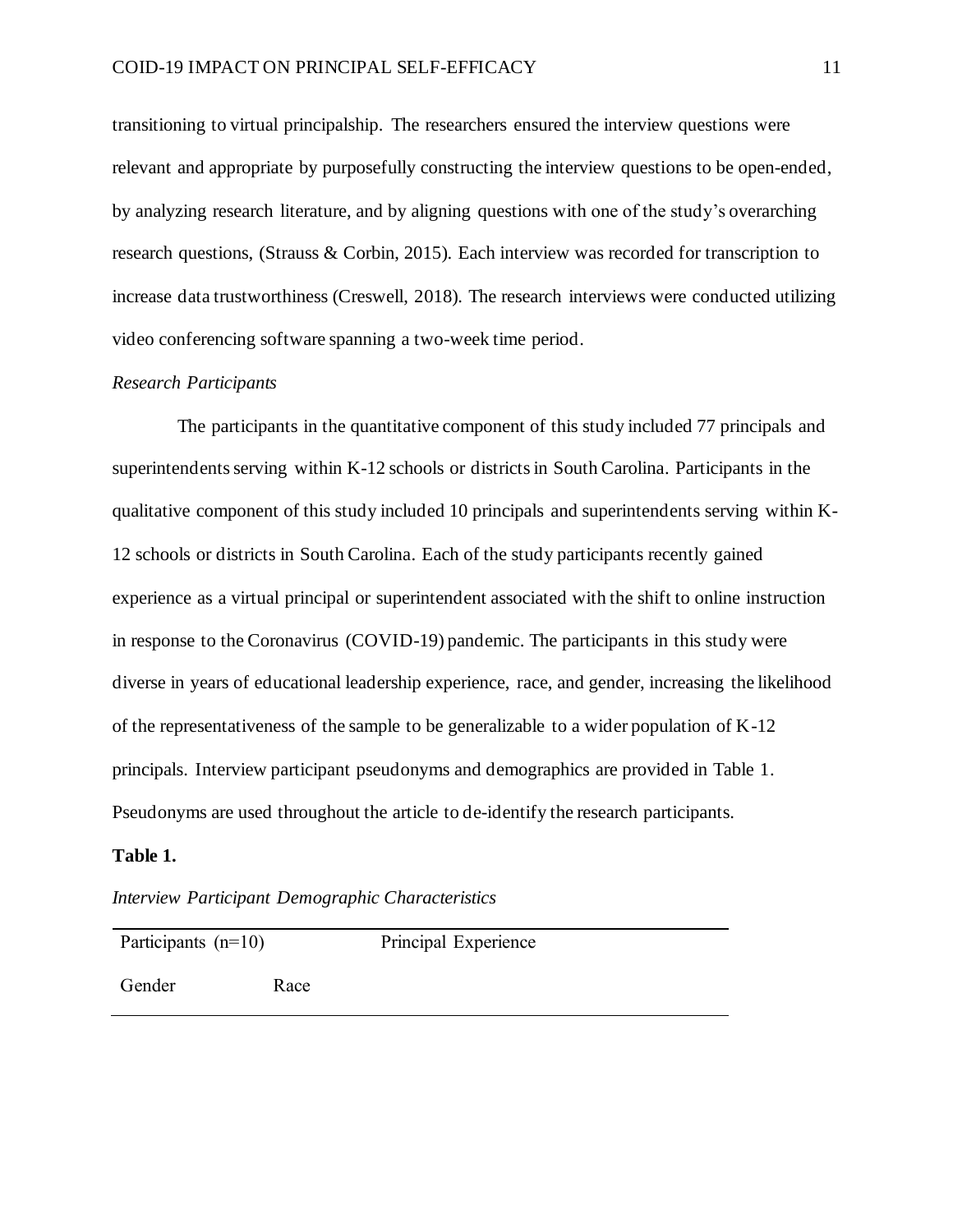transitioning to virtual principalship. The researchers ensured the interview questions were relevant and appropriate by purposefully constructing the interview questions to be open-ended, by analyzing research literature, and by aligning questions with one of the study's overarching research questions, (Strauss & Corbin, 2015). Each interview was recorded for transcription to increase data trustworthiness (Creswell, 2018). The research interviews were conducted utilizing video conferencing software spanning a two-week time period.

*Research Participants*

The participants in the quantitative component of this study included 77 principals and superintendents serving within K-12 schools or districts in South Carolina. Participants in the qualitative component of this study included 10 principals and superintendents serving within K-12 schools or districts in South Carolina. Each of the study participants recently gained experience as a virtual principal or superintendent associated with the shift to online instruction in response to the Coronavirus (COVID-19) pandemic. The participants in this study were diverse in years of educational leadership experience, race, and gender, increasing the likelihood of the representativeness of the sample to be generalizable to a wider population of K-12 principals. Interview participant pseudonyms and demographics are provided in Table 1. Pseudonyms are used throughout the article to de-identify the research participants.

**Table 1.**

*Interview Participant Demographic Characteristics*

| Participants (n=10) | | Principal Experience |
|---|---|---|
| Gender | Race | |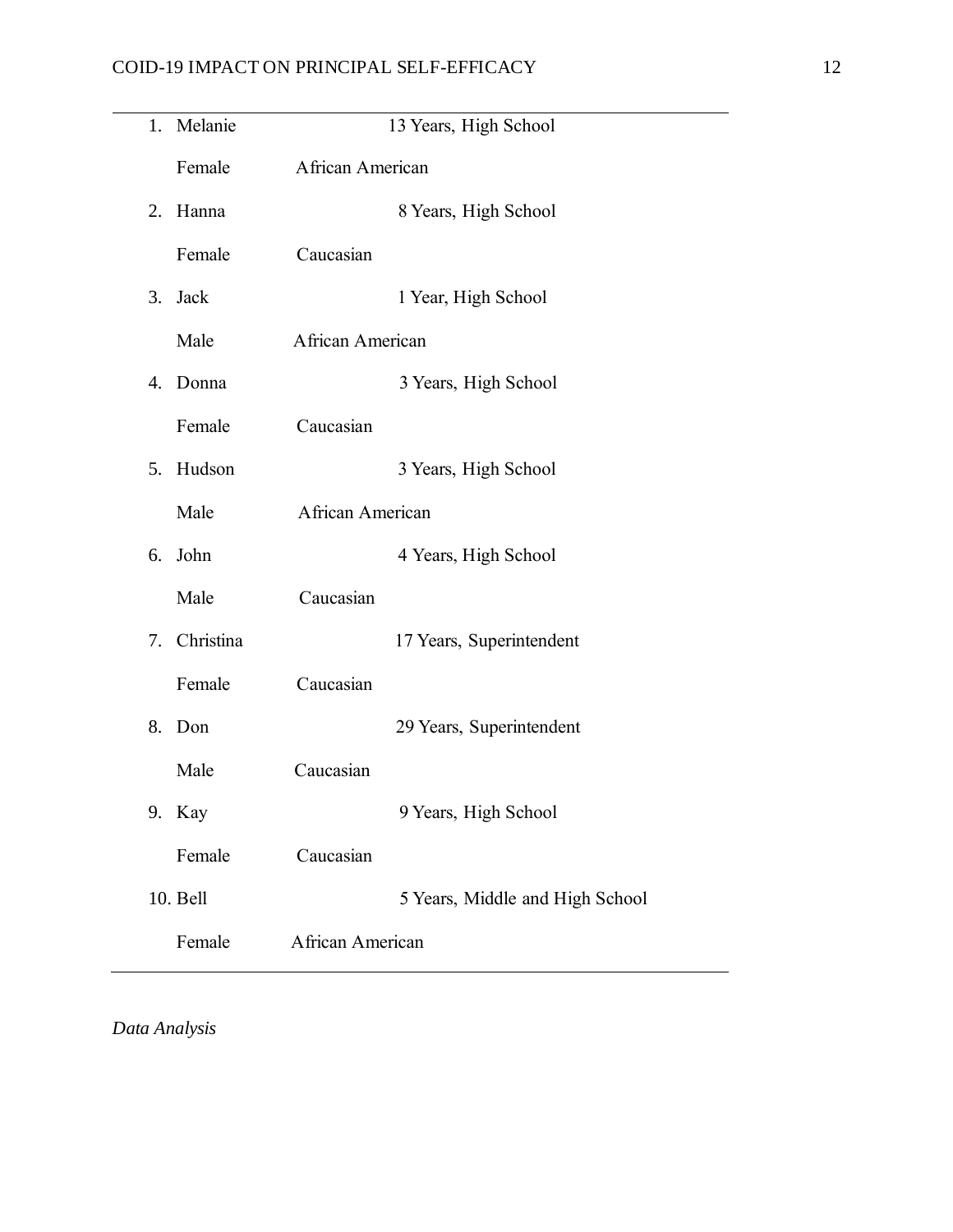1. Melanie 13 Years, High School

   Female African American

2. Hanna 8 Years, High School

   Female Caucasian

3. Jack 1 Year, High School

   Male African American

4. Donna 3 Years, High School

   Female Caucasian

5. Hudson 3 Years, High School

   Male African American

6. John 4 Years, High School

   Male Caucasian

7. Christina 17 Years, Superintendent

   Female Caucasian

8. Don 29 Years, Superintendent

   Male Caucasian

9. Kay 9 Years, High School

   Female Caucasian

10. Bell 5 Years, Middle and High School

    Female African American

*Data Analysis*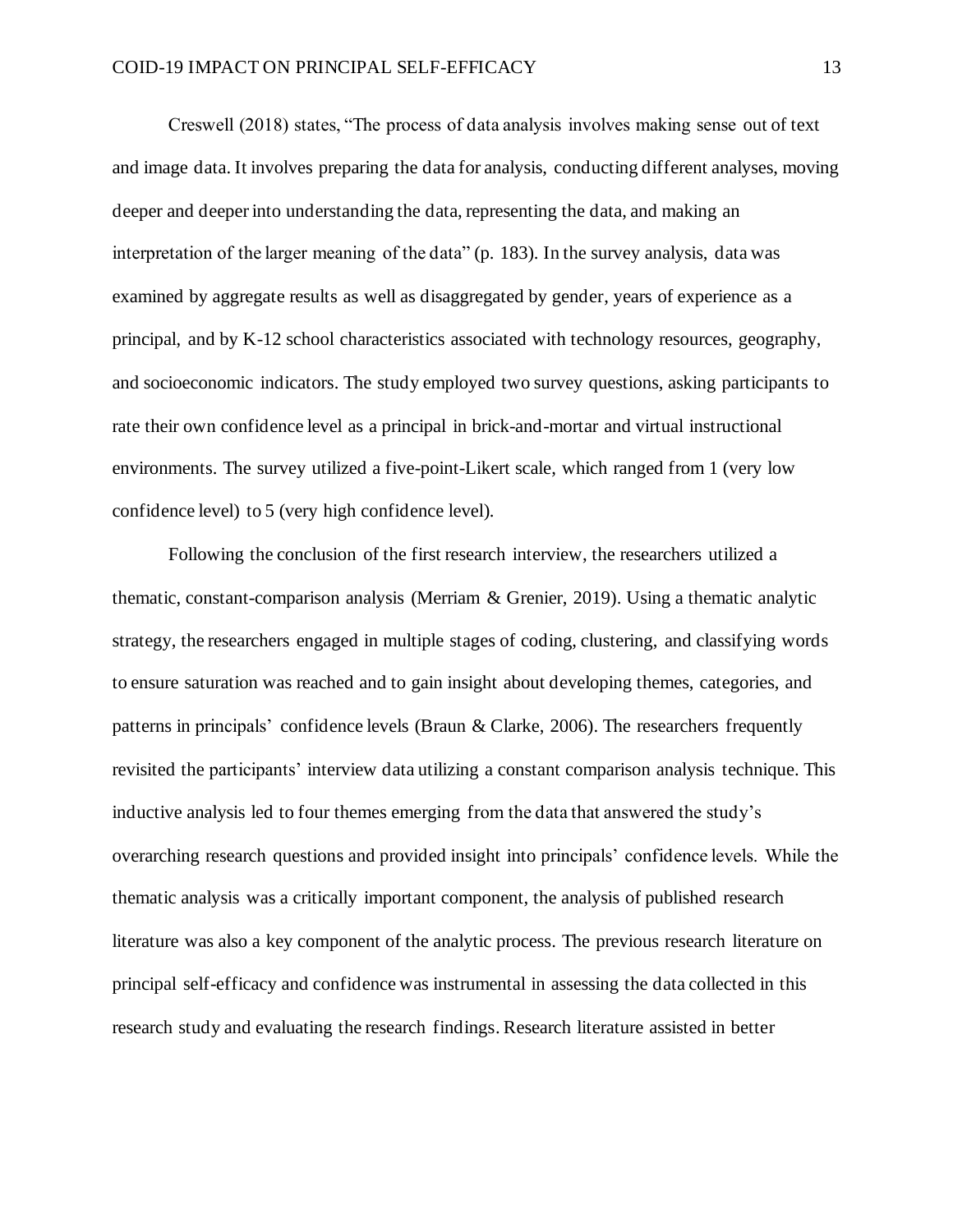Creswell (2018) states, "The process of data analysis involves making sense out of text and image data. It involves preparing the data for analysis, conducting different analyses, moving deeper and deeper into understanding the data, representing the data, and making an interpretation of the larger meaning of the data" (p. 183). In the survey analysis, data was examined by aggregate results as well as disaggregated by gender, years of experience as a principal, and by K-12 school characteristics associated with technology resources, geography, and socioeconomic indicators. The study employed two survey questions, asking participants to rate their own confidence level as a principal in brick-and-mortar and virtual instructional environments. The survey utilized a five-point-Likert scale, which ranged from 1 (very low confidence level) to 5 (very high confidence level).

Following the conclusion of the first research interview, the researchers utilized a thematic, constant-comparison analysis (Merriam & Grenier, 2019). Using a thematic analytic strategy, the researchers engaged in multiple stages of coding, clustering, and classifying words to ensure saturation was reached and to gain insight about developing themes, categories, and patterns in principals' confidence levels (Braun & Clarke, 2006). The researchers frequently revisited the participants' interview data utilizing a constant comparison analysis technique. This inductive analysis led to four themes emerging from the data that answered the study's overarching research questions and provided insight into principals' confidence levels. While the thematic analysis was a critically important component, the analysis of published research literature was also a key component of the analytic process. The previous research literature on principal self-efficacy and confidence was instrumental in assessing the data collected in this research study and evaluating the research findings. Research literature assisted in better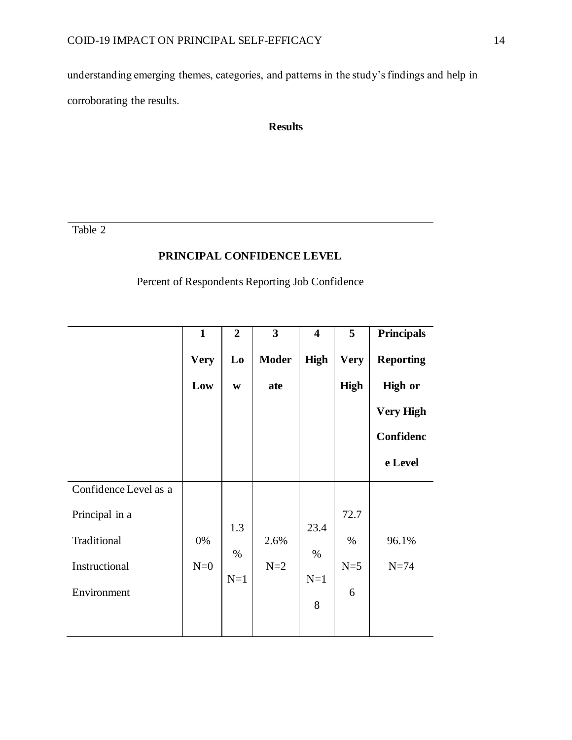understanding emerging themes, categories, and patterns in the study's findings and help in corroborating the results.

## Results

Table 2

**PRINCIPAL CONFIDENCE LEVEL**

Percent of Respondents Reporting Job Confidence

| | **1 Very Low** | **2 Low** | **3 Moderate** | **4 High** | **5 Very High** | **Principals Reporting High or Very High Confidence Level** |
|---|---|---|---|---|---|---|
| Confidence Level as a Principal in a Traditional Instructional Environment | 0% N=0 | 1.3% N=1 | 2.6% N=2 | 23.4% N=18 | 72.7% N=56 | 96.1% N=74 |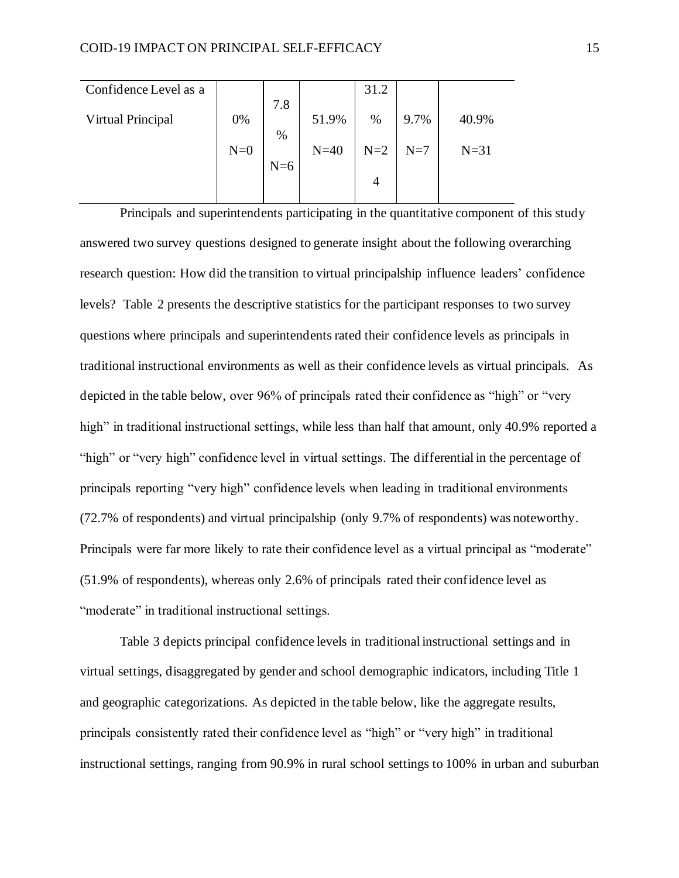| | | | | | | |
|---|---|---|---|---|---|---|
| Confidence Level as a Virtual Principal | 0% N=0 | 7.8% N=6 | 51.9% N=40 | 31.2% N=24 | 9.7% N=7 | 40.9% N=31 |

Principals and superintendents participating in the quantitative component of this study answered two survey questions designed to generate insight about the following overarching research question: How did the transition to virtual principalship influence leaders' confidence levels? Table 2 presents the descriptive statistics for the participant responses to two survey questions where principals and superintendents rated their confidence levels as principals in traditional instructional environments as well as their confidence levels as virtual principals. As depicted in the table below, over 96% of principals rated their confidence as "high" or "very high" in traditional instructional settings, while less than half that amount, only 40.9% reported a "high" or "very high" confidence level in virtual settings. The differential in the percentage of principals reporting "very high" confidence levels when leading in traditional environments (72.7% of respondents) and virtual principalship (only 9.7% of respondents) was noteworthy. Principals were far more likely to rate their confidence level as a virtual principal as "moderate" (51.9% of respondents), whereas only 2.6% of principals rated their confidence level as "moderate" in traditional instructional settings.

Table 3 depicts principal confidence levels in traditional instructional settings and in virtual settings, disaggregated by gender and school demographic indicators, including Title 1 and geographic categorizations. As depicted in the table below, like the aggregate results, principals consistently rated their confidence level as "high" or "very high" in traditional instructional settings, ranging from 90.9% in rural school settings to 100% in urban and suburban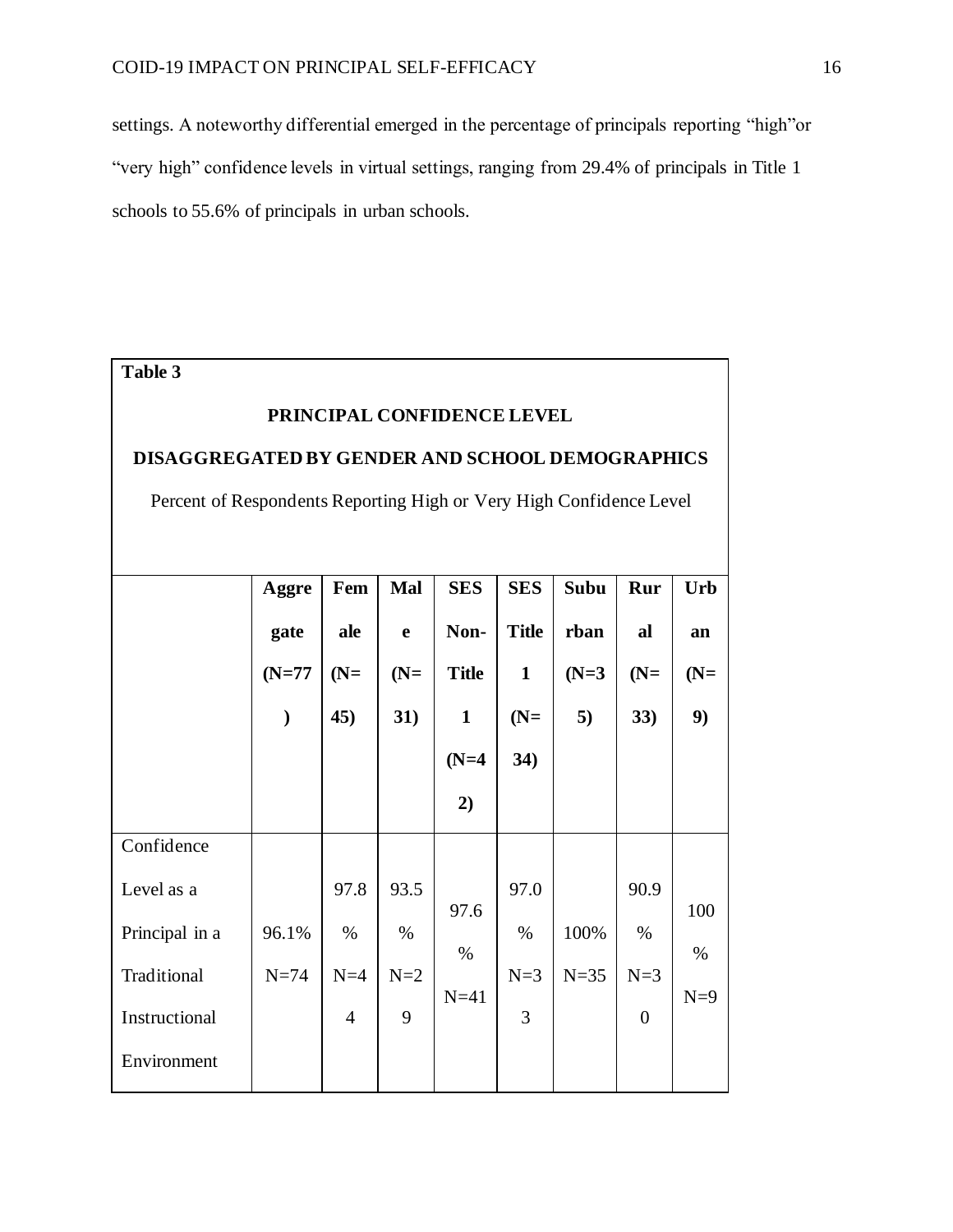settings. A noteworthy differential emerged in the percentage of principals reporting "high"or "very high" confidence levels in virtual settings, ranging from 29.4% of principals in Title 1 schools to 55.6% of principals in urban schools.

**Table 3**

**PRINCIPAL CONFIDENCE LEVEL**

**DISAGGREGATED BY GENDER AND SCHOOL DEMOGRAPHICS**

Percent of Respondents Reporting High or Very High Confidence Level

| | **Aggregate (N=77)** | **Female (N=45)** | **Male (N=31)** | **SES Non-Title 1 (N=42)** | **SES Title 1 (N=34)** | **Suburban (N=35)** | **Rural (N=33)** | **Urban (N=9)** |
|---|---|---|---|---|---|---|---|---|
| Confidence Level as a Principal in a Traditional Instructional Environment | 96.1% N=74 | 97.8% N=44 | 93.5% N=29 | 97.6% N=41 | 97.0% N=33 | 100% N=35 | 90.9% N=30 | 100% N=9 |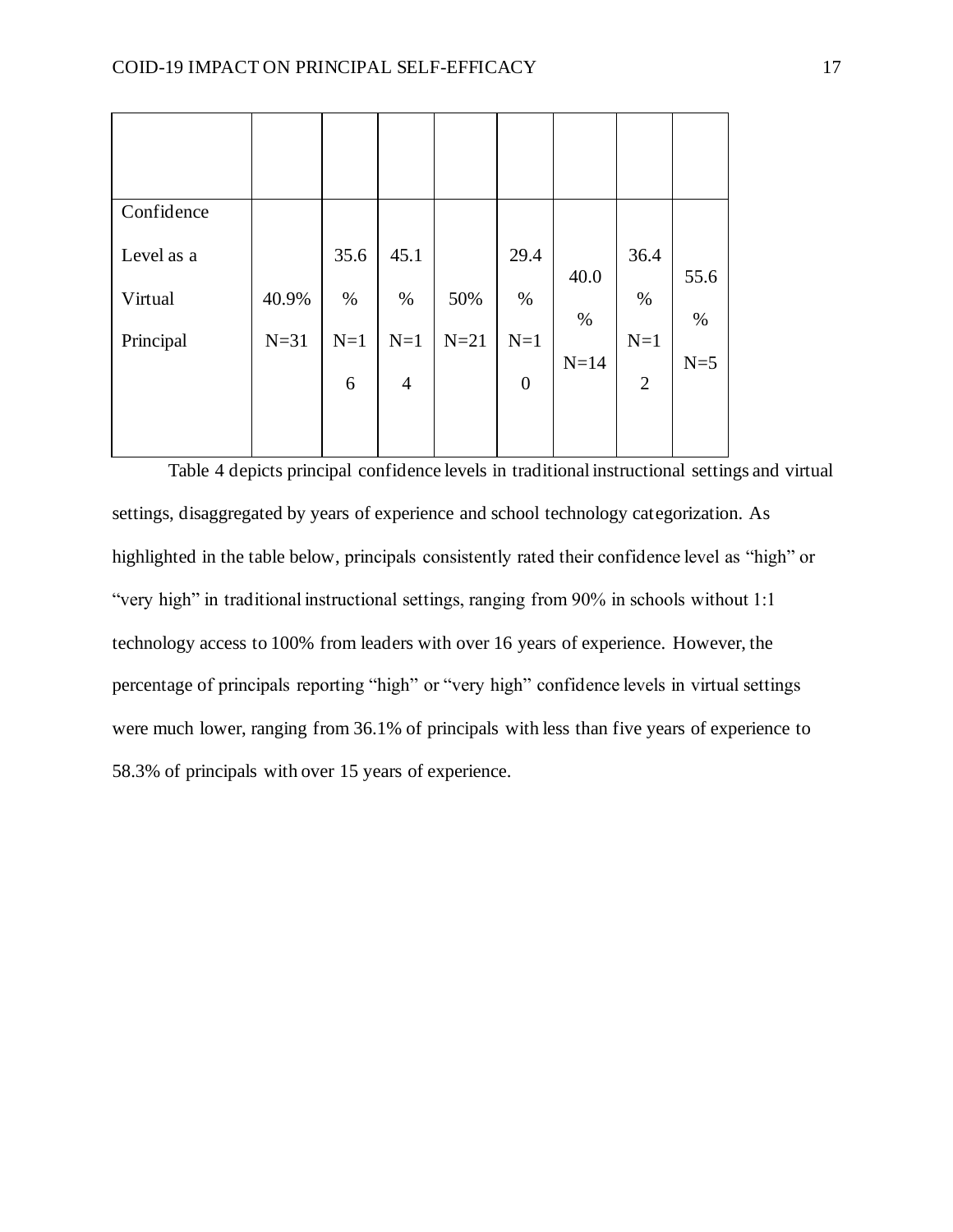| | | | | | | | | |
|---|---|---|---|---|---|---|---|---|
| Confidence Level as a Virtual Principal | 40.9% N=31 | 35.6% N=16 | 45.1% N=14 | 50% N=21 | 29.4% N=10 | 40.0% N=14 | 36.4% N=12 | 55.6% N=5 |

Table 4 depicts principal confidence levels in traditional instructional settings and virtual settings, disaggregated by years of experience and school technology categorization. As highlighted in the table below, principals consistently rated their confidence level as "high" or "very high" in traditional instructional settings, ranging from 90% in schools without 1:1 technology access to 100% from leaders with over 16 years of experience. However, the percentage of principals reporting "high" or "very high" confidence levels in virtual settings were much lower, ranging from 36.1% of principals with less than five years of experience to 58.3% of principals with over 15 years of experience.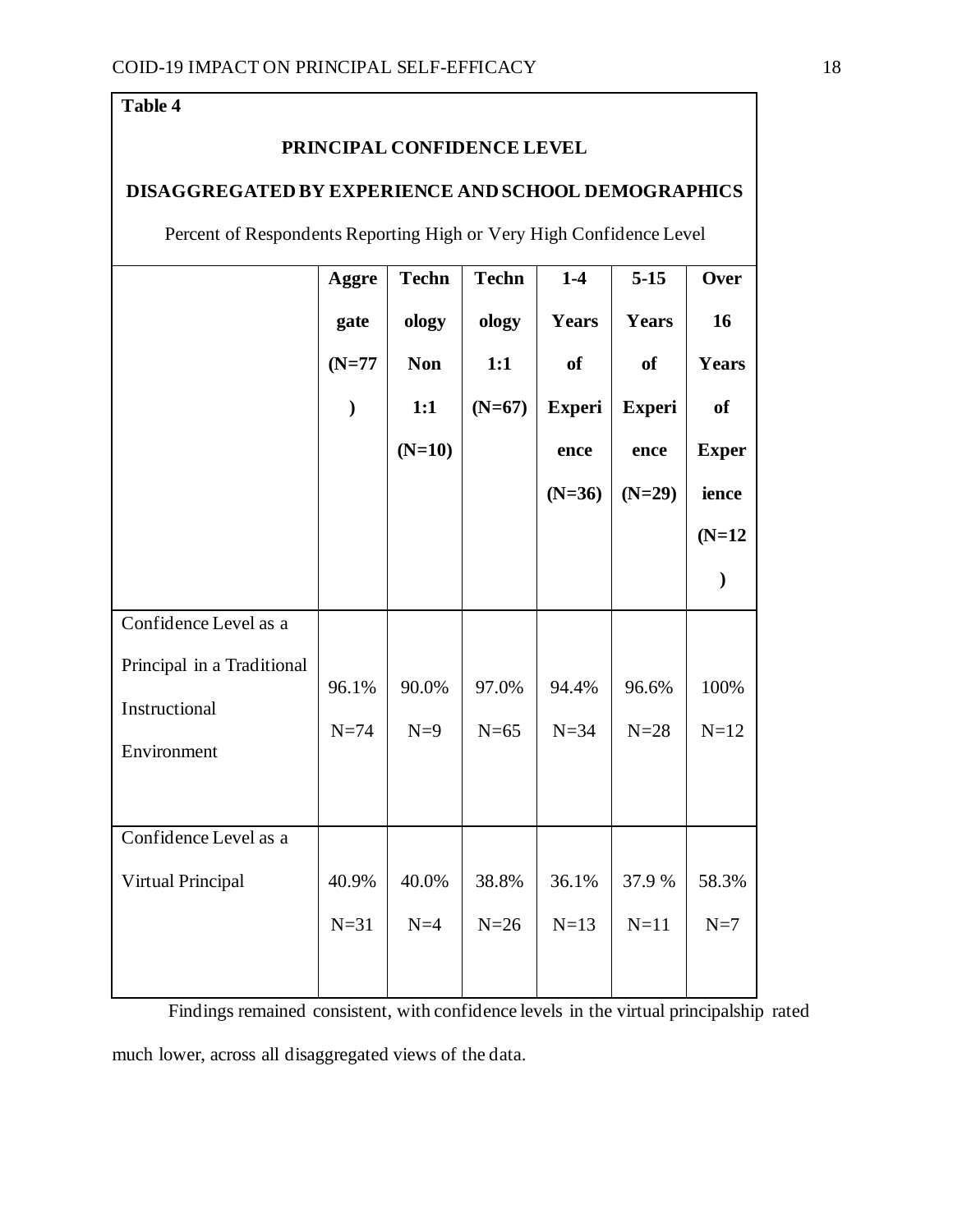**Table 4**

**PRINCIPAL CONFIDENCE LEVEL**

**DISAGGREGATED BY EXPERIENCE AND SCHOOL DEMOGRAPHICS**

Percent of Respondents Reporting High or Very High Confidence Level

| | **Aggregate (N=77)** | **Technology Non 1:1 (N=10)** | **Technology 1:1 (N=67)** | **1-4 Years of Experience (N=36)** | **5-15 Years of Experience (N=29)** | **Over 16 Years of Experience (N=12)** |
|---|---|---|---|---|---|---|
| Confidence Level as a Principal in a Traditional Instructional Environment | 96.1% N=74 | 90.0% N=9 | 97.0% N=65 | 94.4% N=34 | 96.6% N=28 | 100% N=12 |
| Confidence Level as a Virtual Principal | 40.9% N=31 | 40.0% N=4 | 38.8% N=26 | 36.1% N=13 | 37.9 % N=11 | 58.3% N=7 |

Findings remained consistent, with confidence levels in the virtual principalship rated much lower, across all disaggregated views of the data.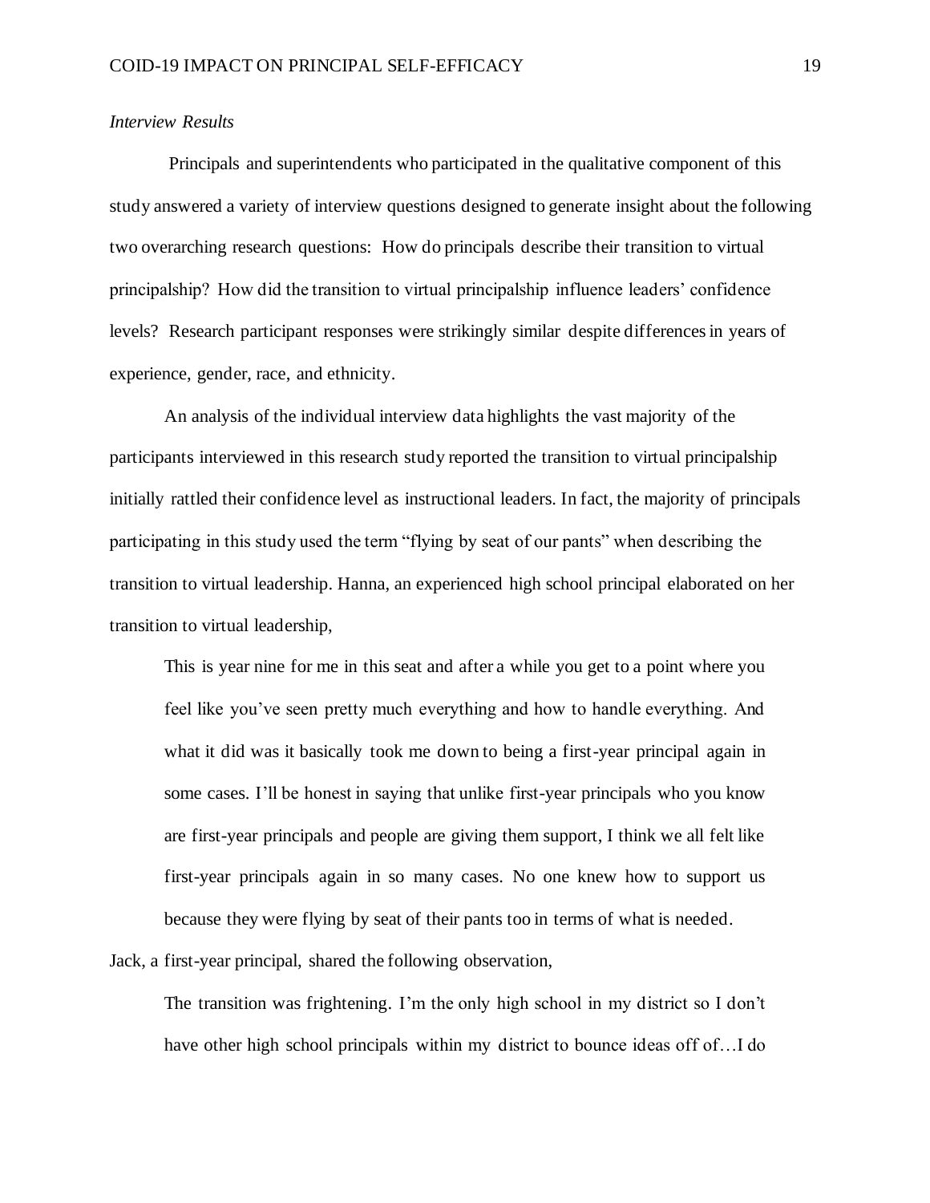*Interview Results*

Principals and superintendents who participated in the qualitative component of this study answered a variety of interview questions designed to generate insight about the following two overarching research questions: How do principals describe their transition to virtual principalship? How did the transition to virtual principalship influence leaders' confidence levels? Research participant responses were strikingly similar despite differences in years of experience, gender, race, and ethnicity.

An analysis of the individual interview data highlights the vast majority of the participants interviewed in this research study reported the transition to virtual principalship initially rattled their confidence level as instructional leaders. In fact, the majority of principals participating in this study used the term "flying by seat of our pants" when describing the transition to virtual leadership. Hanna, an experienced high school principal elaborated on her transition to virtual leadership,

> This is year nine for me in this seat and after a while you get to a point where you feel like you've seen pretty much everything and how to handle everything. And what it did was it basically took me down to being a first-year principal again in some cases. I'll be honest in saying that unlike first-year principals who you know are first-year principals and people are giving them support, I think we all felt like first-year principals again in so many cases. No one knew how to support us because they were flying by seat of their pants too in terms of what is needed.

Jack, a first-year principal, shared the following observation,

> The transition was frightening. I'm the only high school in my district so I don't have other high school principals within my district to bounce ideas off of…I do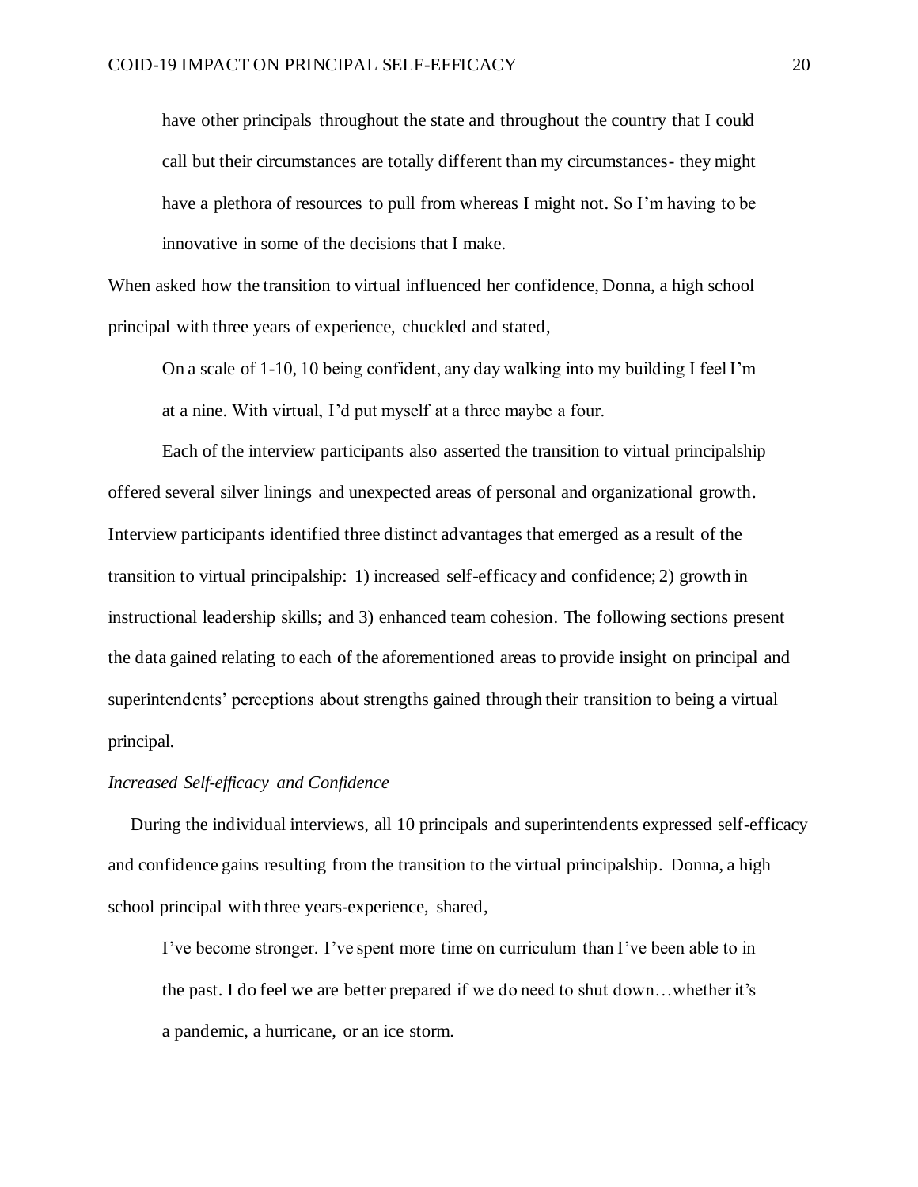> have other principals throughout the state and throughout the country that I could call but their circumstances are totally different than my circumstances- they might have a plethora of resources to pull from whereas I might not. So I'm having to be innovative in some of the decisions that I make.

When asked how the transition to virtual influenced her confidence, Donna, a high school principal with three years of experience, chuckled and stated,

> On a scale of 1-10, 10 being confident, any day walking into my building I feel I'm at a nine. With virtual, I'd put myself at a three maybe a four.

Each of the interview participants also asserted the transition to virtual principalship offered several silver linings and unexpected areas of personal and organizational growth. Interview participants identified three distinct advantages that emerged as a result of the transition to virtual principalship: 1) increased self-efficacy and confidence; 2) growth in instructional leadership skills; and 3) enhanced team cohesion. The following sections present the data gained relating to each of the aforementioned areas to provide insight on principal and superintendents' perceptions about strengths gained through their transition to being a virtual principal.

*Increased Self-efficacy and Confidence*

During the individual interviews, all 10 principals and superintendents expressed self-efficacy and confidence gains resulting from the transition to the virtual principalship. Donna, a high school principal with three years-experience, shared,

> I've become stronger. I've spent more time on curriculum than I've been able to in the past. I do feel we are better prepared if we do need to shut down…whether it's a pandemic, a hurricane, or an ice storm.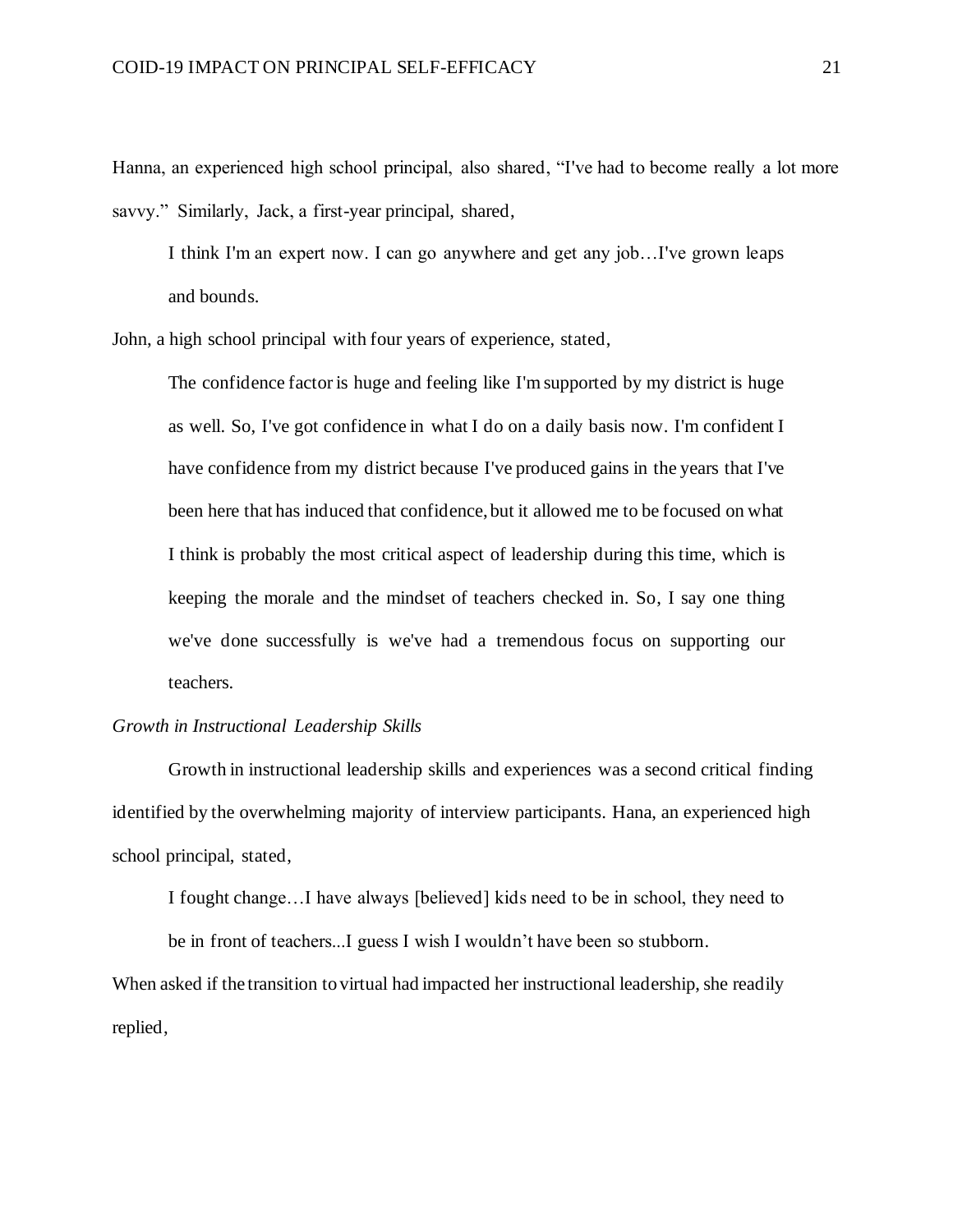Hanna, an experienced high school principal, also shared, “I've had to become really a lot more savvy.” Similarly, Jack, a first-year principal, shared,

> I think I'm an expert now. I can go anywhere and get any job…I've grown leaps and bounds.

John, a high school principal with four years of experience, stated,

> The confidence factor is huge and feeling like I'm supported by my district is huge as well. So, I've got confidence in what I do on a daily basis now. I'm confident I have confidence from my district because I've produced gains in the years that I've been here that has induced that confidence, but it allowed me to be focused on what I think is probably the most critical aspect of leadership during this time, which is keeping the morale and the mindset of teachers checked in. So, I say one thing we've done successfully is we've had a tremendous focus on supporting our teachers.

*Growth in Instructional Leadership Skills*

Growth in instructional leadership skills and experiences was a second critical finding identified by the overwhelming majority of interview participants. Hana, an experienced high school principal, stated,

> I fought change…I have always [believed] kids need to be in school, they need to be in front of teachers...I guess I wish I wouldn’t have been so stubborn.

When asked if the transition to virtual had impacted her instructional leadership, she readily replied,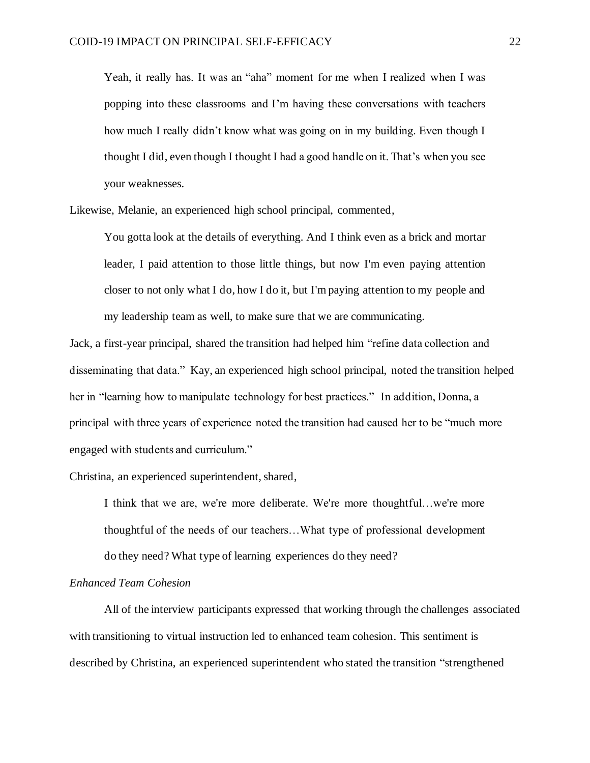> Yeah, it really has. It was an "aha" moment for me when I realized when I was popping into these classrooms and I'm having these conversations with teachers how much I really didn't know what was going on in my building. Even though I thought I did, even though I thought I had a good handle on it. That's when you see your weaknesses.

Likewise, Melanie, an experienced high school principal, commented,

> You gotta look at the details of everything. And I think even as a brick and mortar leader, I paid attention to those little things, but now I'm even paying attention closer to not only what I do, how I do it, but I'm paying attention to my people and my leadership team as well, to make sure that we are communicating.

Jack, a first-year principal, shared the transition had helped him "refine data collection and disseminating that data." Kay, an experienced high school principal, noted the transition helped her in "learning how to manipulate technology for best practices." In addition, Donna, a principal with three years of experience noted the transition had caused her to be "much more engaged with students and curriculum."

Christina, an experienced superintendent, shared,

> I think that we are, we're more deliberate. We're more thoughtful…we're more thoughtful of the needs of our teachers…What type of professional development do they need? What type of learning experiences do they need?

*Enhanced Team Cohesion*

All of the interview participants expressed that working through the challenges associated with transitioning to virtual instruction led to enhanced team cohesion. This sentiment is described by Christina, an experienced superintendent who stated the transition "strengthened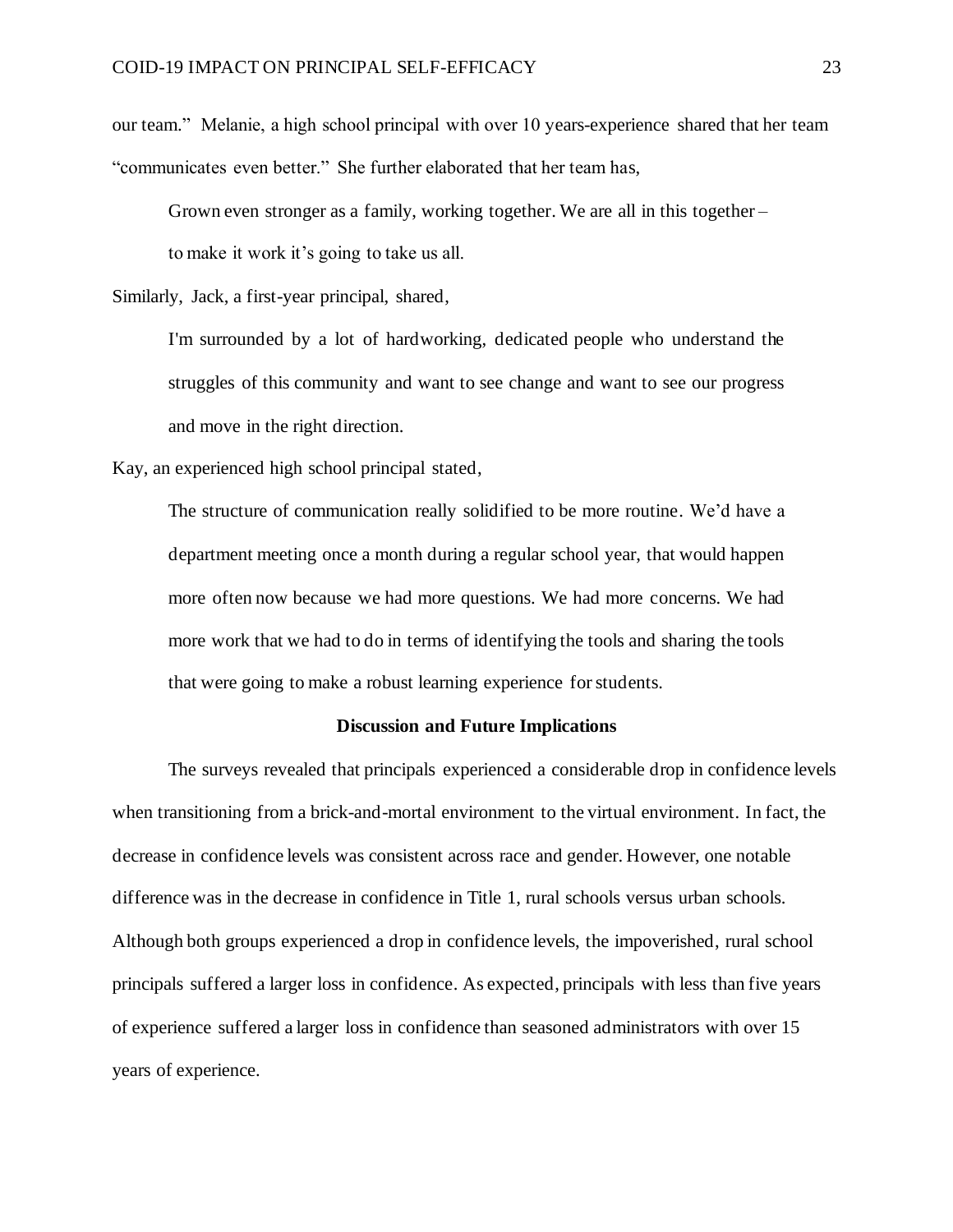our team." Melanie, a high school principal with over 10 years-experience shared that her team "communicates even better." She further elaborated that her team has,

> Grown even stronger as a family, working together. We are all in this together – to make it work it's going to take us all.

Similarly, Jack, a first-year principal, shared,

> I'm surrounded by a lot of hardworking, dedicated people who understand the struggles of this community and want to see change and want to see our progress and move in the right direction.

Kay, an experienced high school principal stated,

> The structure of communication really solidified to be more routine. We'd have a department meeting once a month during a regular school year, that would happen more often now because we had more questions. We had more concerns. We had more work that we had to do in terms of identifying the tools and sharing the tools that were going to make a robust learning experience for students.

## Discussion and Future Implications

The surveys revealed that principals experienced a considerable drop in confidence levels when transitioning from a brick-and-mortal environment to the virtual environment. In fact, the decrease in confidence levels was consistent across race and gender. However, one notable difference was in the decrease in confidence in Title 1, rural schools versus urban schools. Although both groups experienced a drop in confidence levels, the impoverished, rural school principals suffered a larger loss in confidence. As expected, principals with less than five years of experience suffered a larger loss in confidence than seasoned administrators with over 15 years of experience.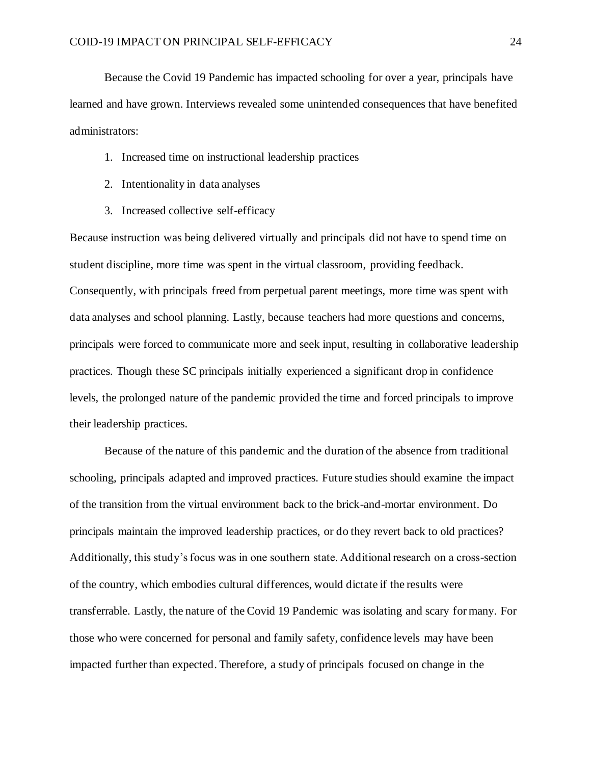Because the Covid 19 Pandemic has impacted schooling for over a year, principals have learned and have grown. Interviews revealed some unintended consequences that have benefited administrators:

1. Increased time on instructional leadership practices
2. Intentionality in data analyses
3. Increased collective self-efficacy

Because instruction was being delivered virtually and principals did not have to spend time on student discipline, more time was spent in the virtual classroom, providing feedback. Consequently, with principals freed from perpetual parent meetings, more time was spent with data analyses and school planning. Lastly, because teachers had more questions and concerns, principals were forced to communicate more and seek input, resulting in collaborative leadership practices. Though these SC principals initially experienced a significant drop in confidence levels, the prolonged nature of the pandemic provided the time and forced principals to improve their leadership practices.

Because of the nature of this pandemic and the duration of the absence from traditional schooling, principals adapted and improved practices. Future studies should examine the impact of the transition from the virtual environment back to the brick-and-mortar environment. Do principals maintain the improved leadership practices, or do they revert back to old practices? Additionally, this study's focus was in one southern state. Additional research on a cross-section of the country, which embodies cultural differences, would dictate if the results were transferrable. Lastly, the nature of the Covid 19 Pandemic was isolating and scary for many. For those who were concerned for personal and family safety, confidence levels may have been impacted further than expected. Therefore, a study of principals focused on change in the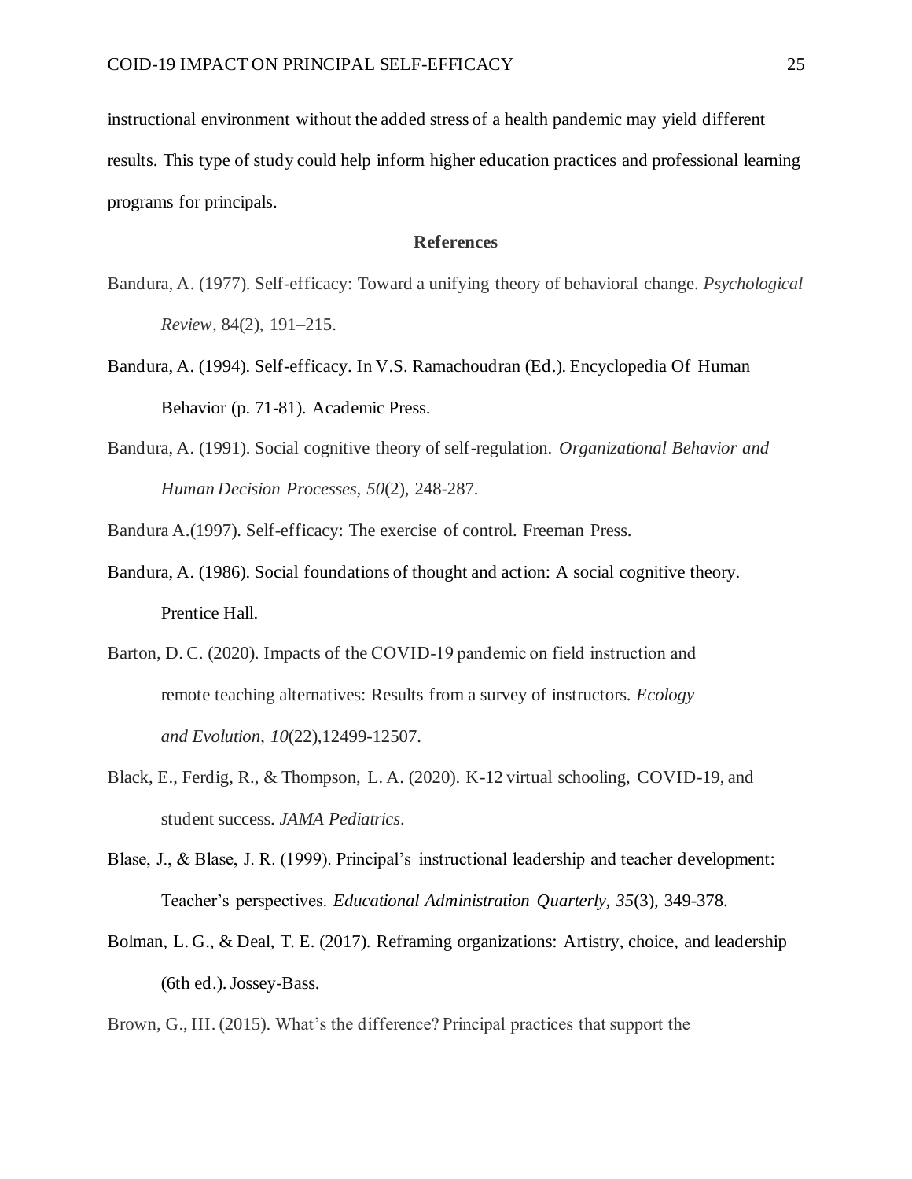instructional environment without the added stress of a health pandemic may yield different results. This type of study could help inform higher education practices and professional learning programs for principals.

## References

Bandura, A. (1977). Self-efficacy: Toward a unifying theory of behavioral change. *Psychological Review*, 84(2), 191–215.

Bandura, A. (1994). Self-efficacy. In V.S. Ramachoudran (Ed.). Encyclopedia Of Human Behavior (p. 71-81). Academic Press.

Bandura, A. (1991). Social cognitive theory of self-regulation. *Organizational Behavior and Human Decision Processes, 50*(2), 248-287.

Bandura A.(1997). Self-efficacy: The exercise of control. Freeman Press.

Bandura, A. (1986). Social foundations of thought and action: A social cognitive theory. Prentice Hall.

Barton, D. C. (2020). Impacts of the COVID-19 pandemic on field instruction and remote teaching alternatives: Results from a survey of instructors. *Ecology and Evolution*, *10*(22),12499-12507.

Black, E., Ferdig, R., & Thompson, L. A. (2020). K-12 virtual schooling, COVID-19, and student success. *JAMA Pediatrics*.

Blase, J., & Blase, J. R. (1999). Principal's instructional leadership and teacher development: Teacher's perspectives. *Educational Administration Quarterly, 35*(3), 349-378.

Bolman, L. G., & Deal, T. E. (2017). Reframing organizations: Artistry, choice, and leadership (6th ed.). Jossey-Bass.

Brown, G., III. (2015). What's the difference? Principal practices that support the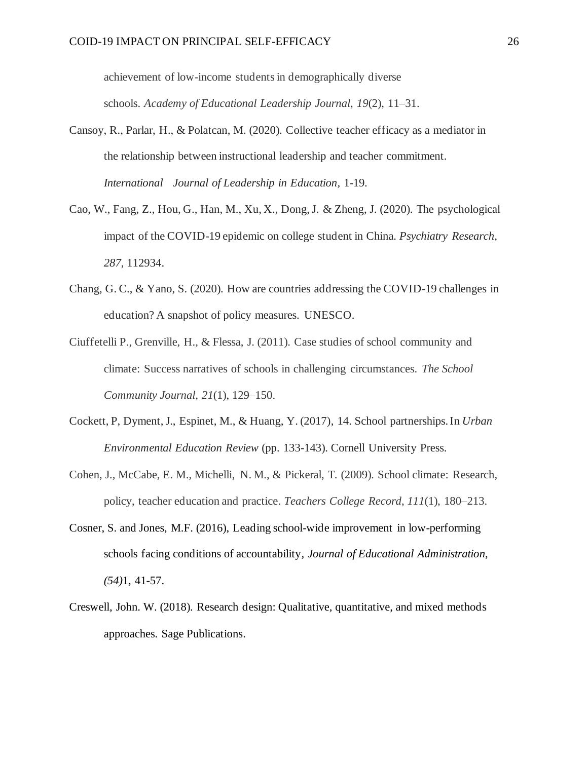achievement of low-income students in demographically diverse schools. *Academy of Educational Leadership Journal*, *19*(2), 11–31.

Cansoy, R., Parlar, H., & Polatcan, M. (2020). Collective teacher efficacy as a mediator in the relationship between instructional leadership and teacher commitment. *International Journal of Leadership in Education*, 1-19.

Cao, W., Fang, Z., Hou, G., Han, M., Xu, X., Dong, J. & Zheng, J. (2020). The psychological impact of the COVID-19 epidemic on college student in China. *Psychiatry Research*, *287*, 112934.

Chang, G. C., & Yano, S. (2020). How are countries addressing the COVID-19 challenges in education? A snapshot of policy measures. UNESCO.

Ciuffetelli P., Grenville, H., & Flessa, J. (2011). Case studies of school community and climate: Success narratives of schools in challenging circumstances. *The School Community Journal*, *21*(1), 129–150.

Cockett, P, Dyment, J., Espinet, M., & Huang, Y. (2017), 14. School partnerships. In *Urban Environmental Education Review* (pp. 133-143). Cornell University Press.

Cohen, J., McCabe, E. M., Michelli, N. M., & Pickeral, T. (2009). School climate: Research, policy, teacher education and practice. *Teachers College Record*, *111*(1), 180–213.

Cosner, S. and Jones, M.F. (2016), Leading school-wide improvement in low-performing schools facing conditions of accountability, *Journal of Educational Administration*, *(54)*1, 41-57.

Creswell, John. W. (2018). Research design: Qualitative, quantitative, and mixed methods approaches. Sage Publications.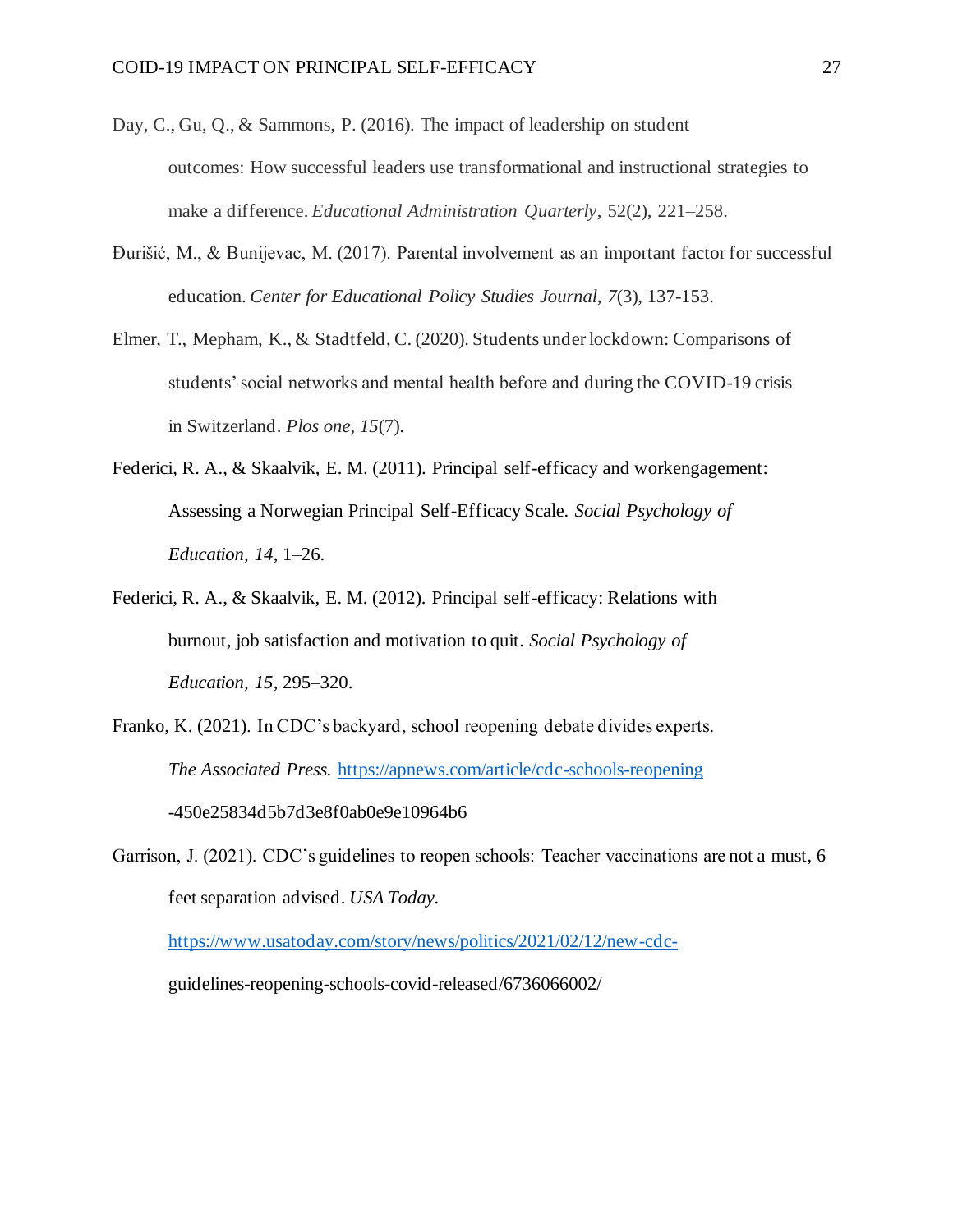Day, C., Gu, Q., & Sammons, P. (2016). The impact of leadership on student outcomes: How successful leaders use transformational and instructional strategies to make a difference. *Educational Administration Quarterly*, 52(2), 221–258.

Đurišić, M., & Bunijevac, M. (2017). Parental involvement as an important factor for successful education. *Center for Educational Policy Studies Journal*, *7*(3), 137-153.

Elmer, T., Mepham, K., & Stadtfeld, C. (2020). Students under lockdown: Comparisons of students' social networks and mental health before and during the COVID-19 crisis in Switzerland. *Plos one*, *15*(7).

Federici, R. A., & Skaalvik, E. M. (2011). Principal self-efficacy and workengagement: Assessing a Norwegian Principal Self-Efficacy Scale. *Social Psychology of Education, 14*, 1–26.

Federici, R. A., & Skaalvik, E. M. (2012). Principal self-efficacy: Relations with burnout, job satisfaction and motivation to quit. *Social Psychology of Education, 15*, 295–320.

Franko, K. (2021). In CDC's backyard, school reopening debate divides experts. *The Associated Press.* https://apnews.com/article/cdc-schools-reopening-450e25834d5b7d3e8f0ab0e9e10964b6

Garrison, J. (2021). CDC's guidelines to reopen schools: Teacher vaccinations are not a must, 6 feet separation advised. *USA Today.* https://www.usatoday.com/story/news/politics/2021/02/12/new-cdc-guidelines-reopening-schools-covid-released/6736066002/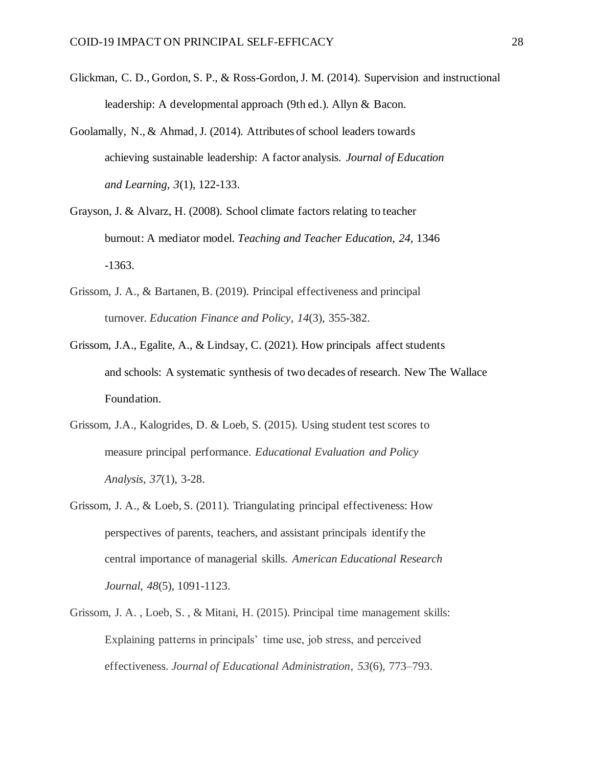Glickman, C. D., Gordon, S. P., & Ross-Gordon, J. M. (2014). Supervision and instructional leadership: A developmental approach (9th ed.). Allyn & Bacon.

Goolamally, N., & Ahmad, J. (2014). Attributes of school leaders towards achieving sustainable leadership: A factor analysis. *Journal of Education and Learning*, *3*(1), 122-133.

Grayson, J. & Alvarz, H. (2008). School climate factors relating to teacher burnout: A mediator model. *Teaching and Teacher Education, 24,* 1346 -1363.

Grissom, J. A., & Bartanen, B. (2019). Principal effectiveness and principal turnover. *Education Finance and Policy*, *14*(3), 355-382.

Grissom, J.A., Egalite, A., & Lindsay, C. (2021). How principals affect students and schools: A systematic synthesis of two decades of research. New The Wallace Foundation.

Grissom, J.A., Kalogrides, D. & Loeb, S. (2015). Using student test scores to measure principal performance. *Educational Evaluation and Policy Analysis, 37*(1), 3-28.

Grissom, J. A., & Loeb, S. (2011). Triangulating principal effectiveness: How perspectives of parents, teachers, and assistant principals identify the central importance of managerial skills. *American Educational Research Journal*, *48*(5), 1091-1123.

Grissom, J. A. , Loeb, S. , & Mitani, H. (2015). Principal time management skills: Explaining patterns in principals' time use, job stress, and perceived effectiveness. *Journal of Educational Administration*, *53*(6), 773–793.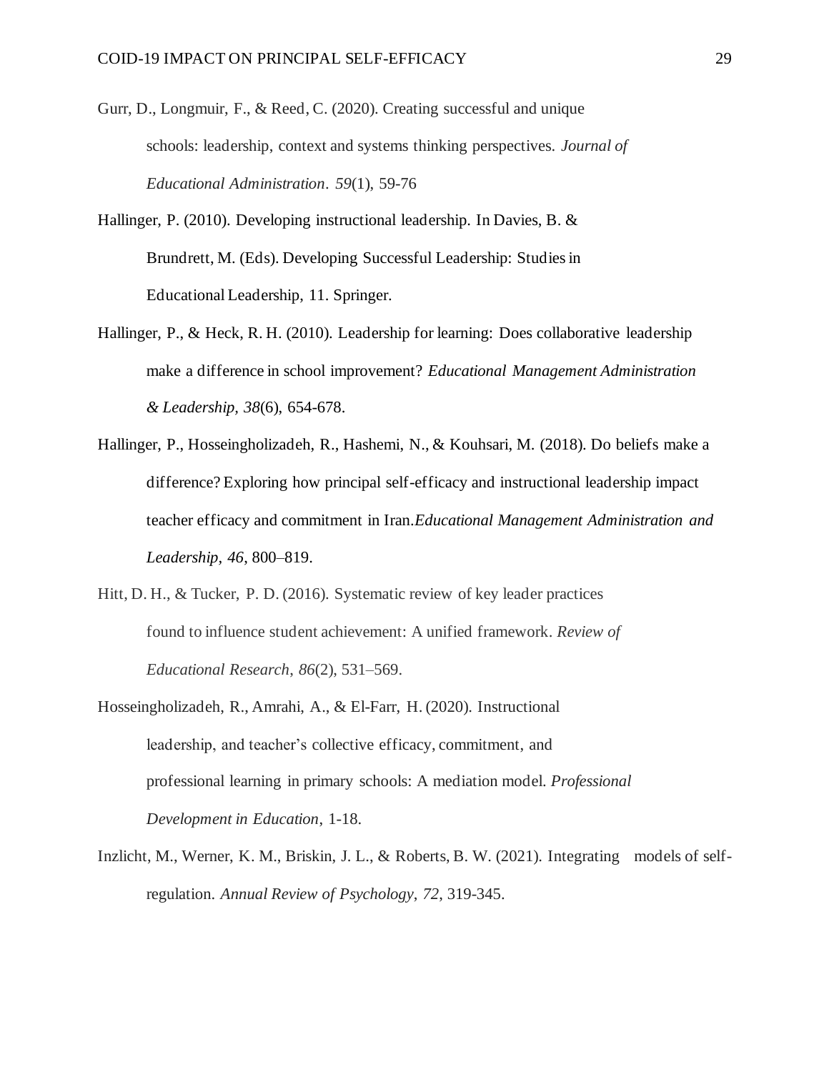Gurr, D., Longmuir, F., & Reed, C. (2020). Creating successful and unique schools: leadership, context and systems thinking perspectives. *Journal of Educational Administration*. *59*(1), 59-76

Hallinger, P. (2010). Developing instructional leadership. In Davies, B. & Brundrett, M. (Eds). Developing Successful Leadership: Studies in Educational Leadership, 11. Springer.

Hallinger, P., & Heck, R. H. (2010). Leadership for learning: Does collaborative leadership make a difference in school improvement? *Educational Management Administration & Leadership*, *38*(6), 654-678.

Hallinger, P., Hosseingholizadeh, R., Hashemi, N., & Kouhsari, M. (2018). Do beliefs make a difference? Exploring how principal self-efficacy and instructional leadership impact teacher efficacy and commitment in Iran.*Educational Management Administration and Leadership, 46*, 800–819.

Hitt, D. H., & Tucker, P. D. (2016). Systematic review of key leader practices found to influence student achievement: A unified framework. *Review of Educational Research*, *86*(2), 531–569.

Hosseingholizadeh, R., Amrahi, A., & El-Farr, H. (2020). Instructional leadership, and teacher's collective efficacy, commitment, and professional learning in primary schools: A mediation model. *Professional Development in Education*, 1-18.

Inzlicht, M., Werner, K. M., Briskin, J. L., & Roberts, B. W. (2021). Integrating models of self-regulation. *Annual Review of Psychology*, *72*, 319-345.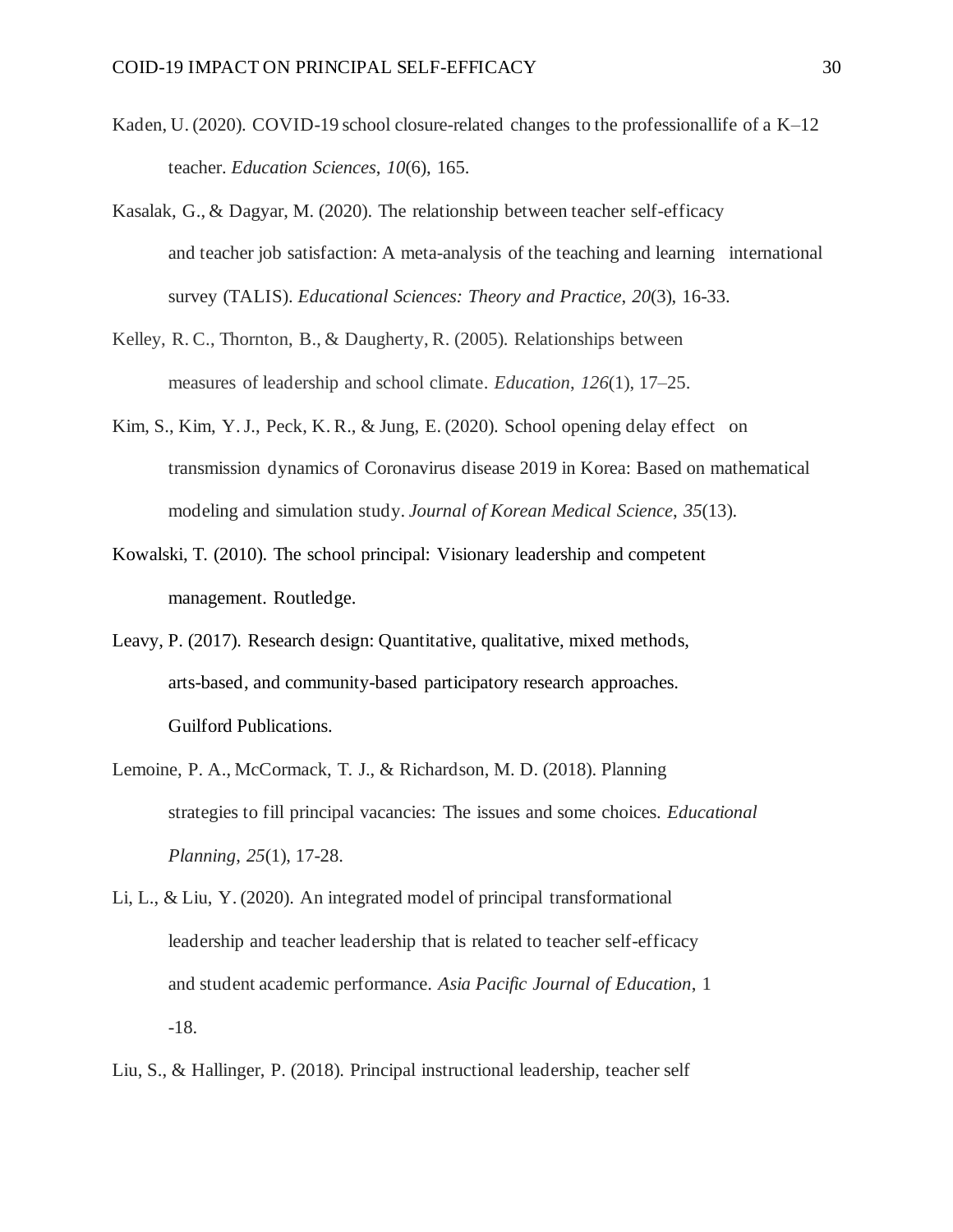Kaden, U. (2020). COVID-19 school closure-related changes to the professionallife of a K–12 teacher. *Education Sciences*, *10*(6), 165.

Kasalak, G., & Dagyar, M. (2020). The relationship between teacher self-efficacy and teacher job satisfaction: A meta-analysis of the teaching and learning international survey (TALIS). *Educational Sciences: Theory and Practice*, *20*(3), 16-33.

Kelley, R. C., Thornton, B., & Daugherty, R. (2005). Relationships between measures of leadership and school climate. *Education*, *126*(1), 17–25.

Kim, S., Kim, Y. J., Peck, K. R., & Jung, E. (2020). School opening delay effect on transmission dynamics of Coronavirus disease 2019 in Korea: Based on mathematical modeling and simulation study. *Journal of Korean Medical Science*, *35*(13).

Kowalski, T. (2010). The school principal: Visionary leadership and competent management. Routledge.

Leavy, P. (2017). Research design: Quantitative, qualitative, mixed methods, arts-based, and community-based participatory research approaches. Guilford Publications.

Lemoine, P. A., McCormack, T. J., & Richardson, M. D. (2018). Planning strategies to fill principal vacancies: The issues and some choices. *Educational Planning*, *25*(1), 17-28.

Li, L., & Liu, Y. (2020). An integrated model of principal transformational leadership and teacher leadership that is related to teacher self-efficacy and student academic performance. *Asia Pacific Journal of Education*, 1 -18.

Liu, S., & Hallinger, P. (2018). Principal instructional leadership, teacher self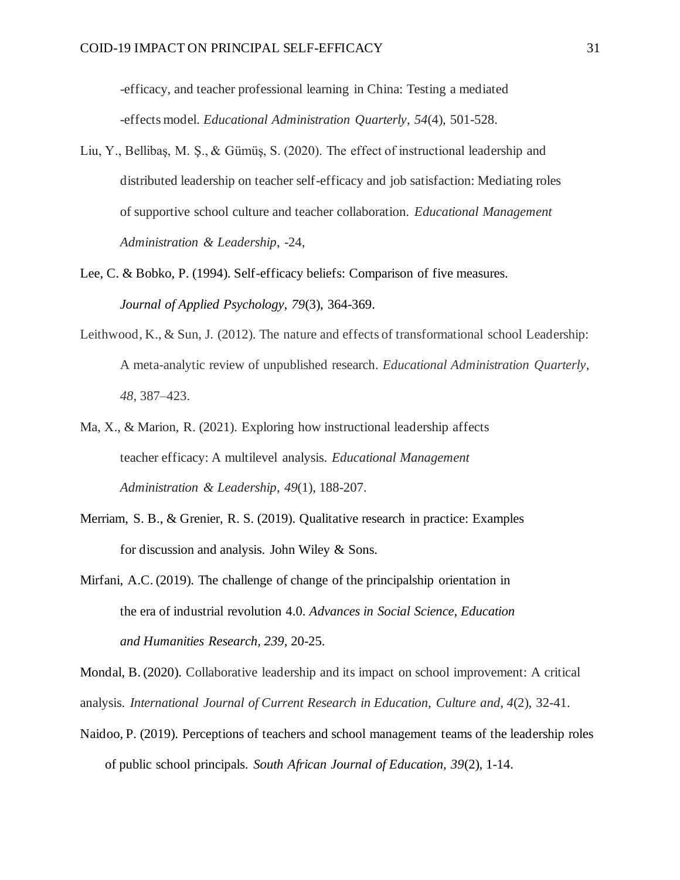-efficacy, and teacher professional learning in China: Testing a mediated -effects model. *Educational Administration Quarterly*, *54*(4), 501-528.

Liu, Y., Bellibaş, M. Ş., & Gümüş, S. (2020). The effect of instructional leadership and distributed leadership on teacher self-efficacy and job satisfaction: Mediating roles of supportive school culture and teacher collaboration. *Educational Management Administration & Leadership*, -24,

Lee, C. & Bobko, P. (1994). Self-efficacy beliefs: Comparison of five measures. *Journal of Applied Psychology, 79*(3), 364-369.

Leithwood, K., & Sun, J. (2012). The nature and effects of transformational school Leadership: A meta-analytic review of unpublished research. *Educational Administration Quarterly*, *48*, 387–423.

Ma, X., & Marion, R. (2021). Exploring how instructional leadership affects teacher efficacy: A multilevel analysis. *Educational Management Administration & Leadership*, *49*(1), 188-207.

Merriam, S. B., & Grenier, R. S. (2019). Qualitative research in practice: Examples for discussion and analysis. John Wiley & Sons.

Mirfani, A.C. (2019). The challenge of change of the principalship orientation in the era of industrial revolution 4.0. *Advances in Social Science, Education and Humanities Research, 239*, 20-25.

Mondal, B. (2020). Collaborative leadership and its impact on school improvement: A critical analysis. *International Journal of Current Research in Education, Culture and*, *4*(2), 32-41.

Naidoo, P. (2019). Perceptions of teachers and school management teams of the leadership roles of public school principals. *South African Journal of Education, 39*(2), 1-14.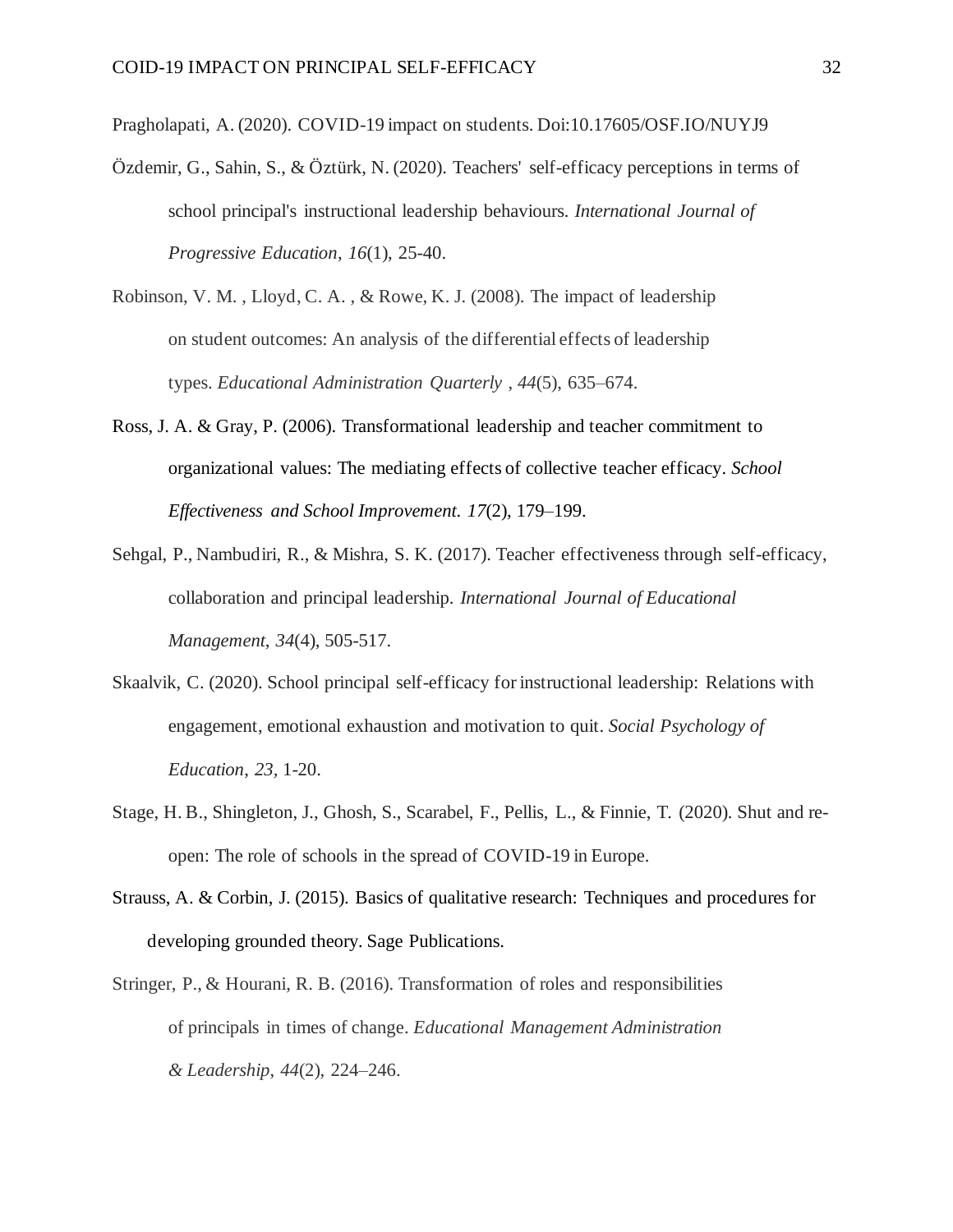Pragholapati, A. (2020). COVID-19 impact on students. Doi:10.17605/OSF.IO/NUYJ9

Özdemir, G., Sahin, S., & Öztürk, N. (2020). Teachers' self-efficacy perceptions in terms of school principal's instructional leadership behaviours. *International Journal of Progressive Education*, *16*(1), 25-40.

Robinson, V. M. , Lloyd, C. A. , & Rowe, K. J. (2008). The impact of leadership on student outcomes: An analysis of the differential effects of leadership types. *Educational Administration Quarterly* , *44*(5), 635–674.

Ross, J. A. & Gray, P. (2006). Transformational leadership and teacher commitment to organizational values: The mediating effects of collective teacher efficacy. *School Effectiveness and School Improvement. 17*(2), 179–199.

Sehgal, P., Nambudiri, R., & Mishra, S. K. (2017). Teacher effectiveness through self-efficacy, collaboration and principal leadership. *International Journal of Educational Management*, *34*(4), 505-517.

Skaalvik, C. (2020). School principal self-efficacy for instructional leadership: Relations with engagement, emotional exhaustion and motivation to quit. *Social Psychology of Education*, *23,* 1-20.

Stage, H. B., Shingleton, J., Ghosh, S., Scarabel, F., Pellis, L., & Finnie, T. (2020). Shut and re-open: The role of schools in the spread of COVID-19 in Europe.

Strauss, A. & Corbin, J. (2015). Basics of qualitative research: Techniques and procedures for developing grounded theory. Sage Publications.

Stringer, P., & Hourani, R. B. (2016). Transformation of roles and responsibilities of principals in times of change. *Educational Management Administration & Leadership*, *44*(2), 224–246.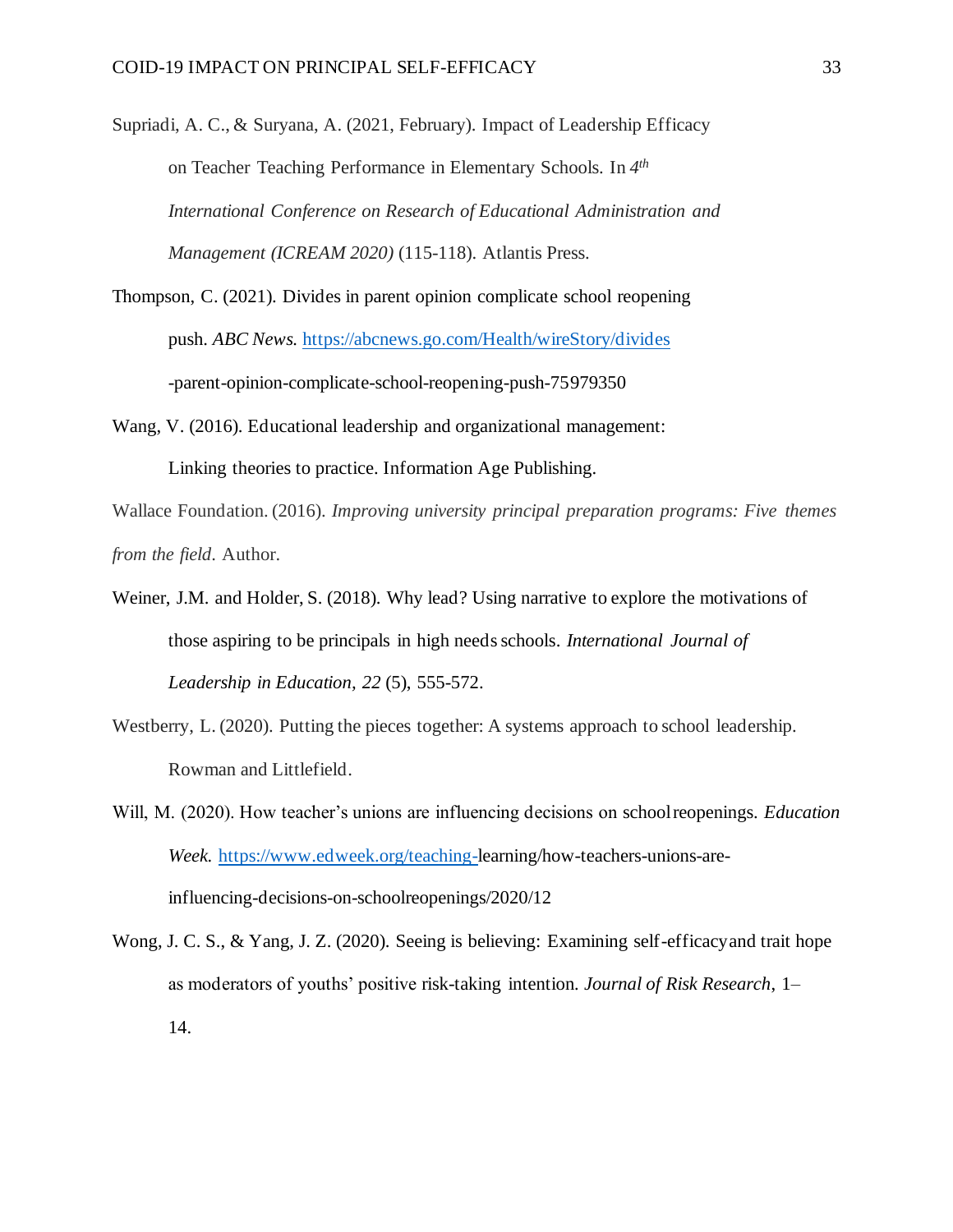Supriadi, A. C., & Suryana, A. (2021, February). Impact of Leadership Efficacy on Teacher Teaching Performance in Elementary Schools. In *4th International Conference on Research of Educational Administration and Management (ICREAM 2020)* (115-118). Atlantis Press.

Thompson, C. (2021). Divides in parent opinion complicate school reopening push. *ABC News.* https://abcnews.go.com/Health/wireStory/divides-parent-opinion-complicate-school-reopening-push-75979350

Wang, V. (2016). Educational leadership and organizational management: Linking theories to practice. Information Age Publishing.

Wallace Foundation. (2016). *Improving university principal preparation programs: Five themes from the field*. Author.

Weiner, J.M. and Holder, S. (2018). Why lead? Using narrative to explore the motivations of those aspiring to be principals in high needs schools. *International Journal of Leadership in Education, 22* (5), 555-572.

Westberry, L. (2020). Putting the pieces together: A systems approach to school leadership. Rowman and Littlefield.

Will, M. (2020). How teacher's unions are influencing decisions on school reopenings. *Education Week.* https://www.edweek.org/teaching-learning/how-teachers-unions-are-influencing-decisions-on-schoolreopenings/2020/12

Wong, J. C. S., & Yang, J. Z. (2020). Seeing is believing: Examining self-efficacy and trait hope as moderators of youths' positive risk-taking intention. *Journal of Risk Research*, 1–14.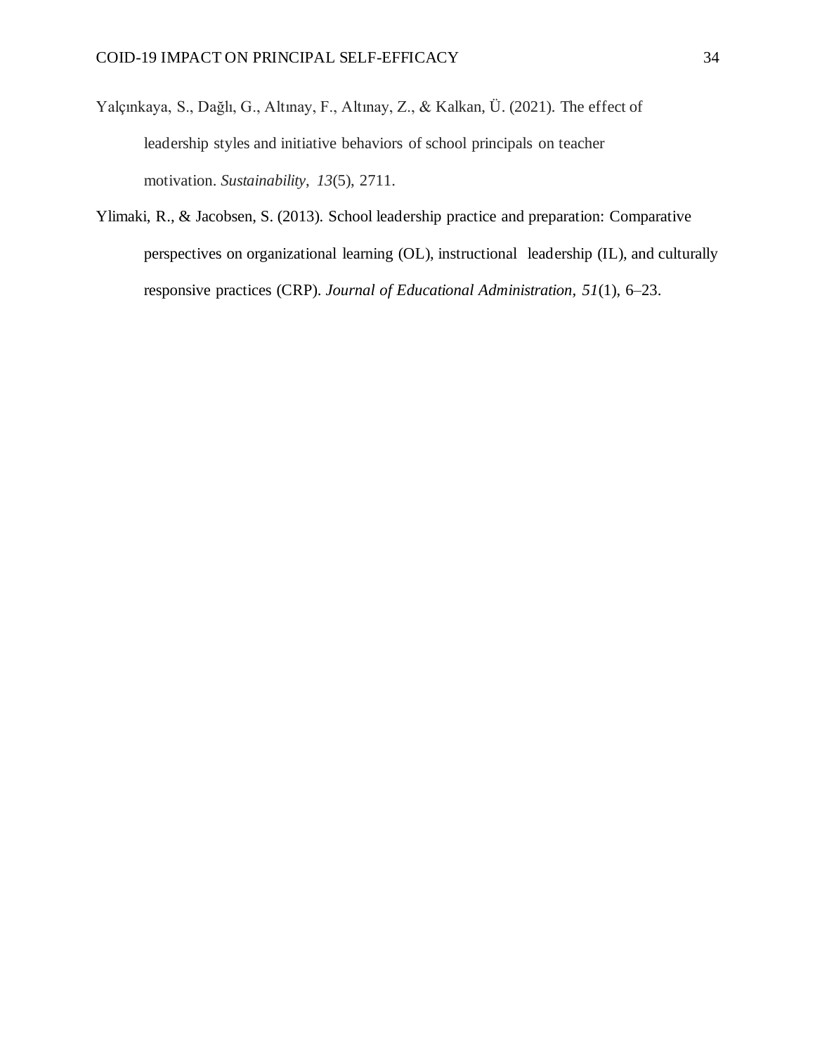Yalçınkaya, S., Dağlı, G., Altınay, F., Altınay, Z., & Kalkan, Ü. (2021). The effect of leadership styles and initiative behaviors of school principals on teacher motivation. *Sustainability, 13*(5), 2711.

Ylimaki, R., & Jacobsen, S. (2013). School leadership practice and preparation: Comparative perspectives on organizational learning (OL), instructional leadership (IL), and culturally responsive practices (CRP). *Journal of Educational Administration, 51*(1), 6–23.